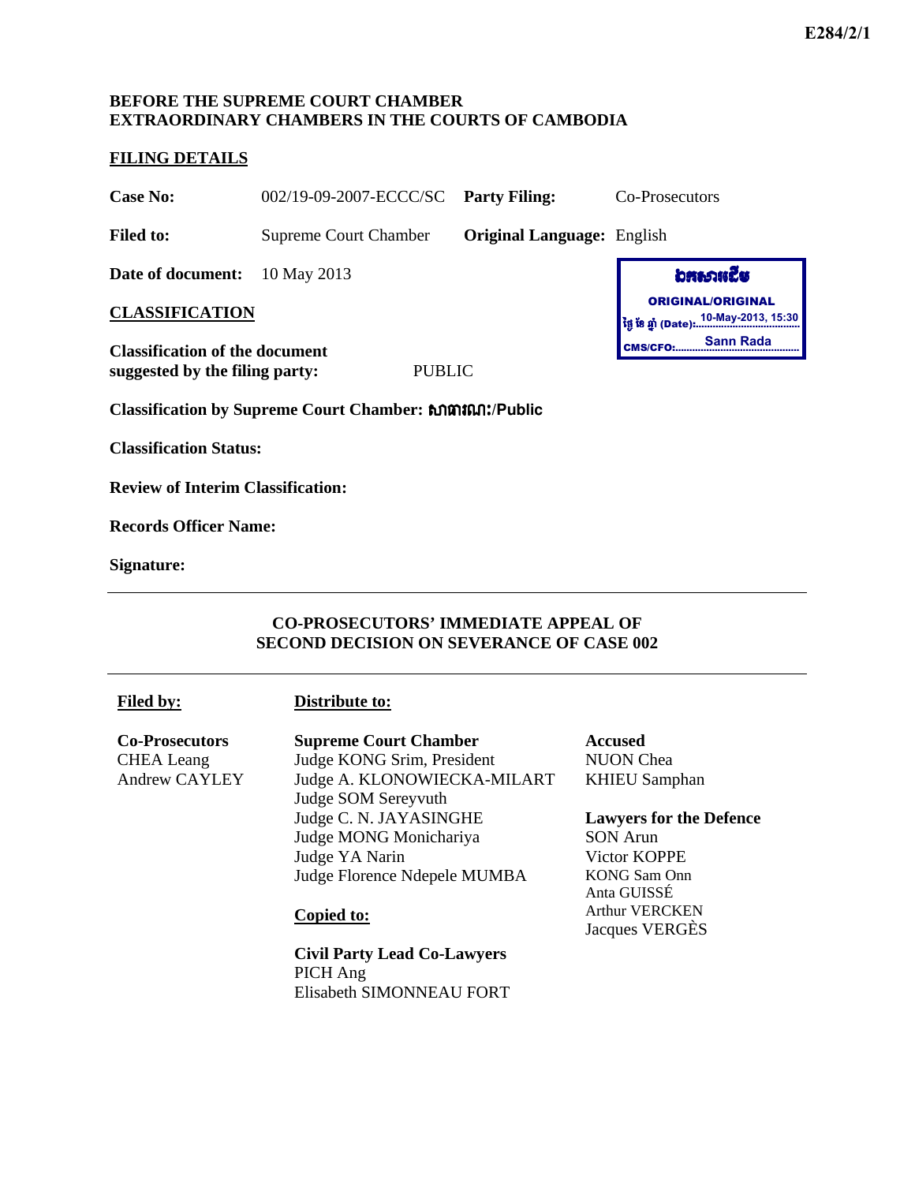E284/2/1

**BEFORE THE SUPREME COURT CHAMBER**
**EXTRAORDINARY CHAMBERS IN THE COURTS OF CAMBODIA**

**FILING DETAILS**

| | | | |
|---|---|---|---|
| **Case No:** | 002/19-09-2007-ECCC/SC | **Party Filing:** | Co-Prosecutors |
| **Filed to:** | Supreme Court Chamber | **Original Language:** | English |
| **Date of document:** | 10 May 2013 | | |

ឯកសារដើម
ORIGINAL/ORIGINAL
ថ្ងៃ ខែ ឆ្នាំ (Date): 10-May-2013, 15:30
CMS/CFO: Sann Rada

**CLASSIFICATION**

**Classification of the document suggested by the filing party:** PUBLIC

**Classification by Supreme Court Chamber:** សាធារណៈ/Public

**Classification Status:**

**Review of Interim Classification:**

**Records Officer Name:**

**Signature:**

---

**CO-PROSECUTORS' IMMEDIATE APPEAL OF SECOND DECISION ON SEVERANCE OF CASE 002**

---

**Filed by:**

**Co-Prosecutors**
CHEA Leang
Andrew CAYLEY

**Distribute to:**

**Supreme Court Chamber**
Judge KONG Srim, President
Judge A. KLONOWIECKA-MILART
Judge SOM Sereyvuth
Judge C. N. JAYASINGHE
Judge MONG Monichariya
Judge YA Narin
Judge Florence Ndepele MUMBA

**Copied to:**

**Civil Party Lead Co-Lawyers**
PICH Ang
Elisabeth SIMONNEAU FORT

**Accused**
NUON Chea
KHIEU Samphan

**Lawyers for the Defence**
SON Arun
Victor KOPPE
KONG Sam Onn
Anta GUISSÉ
Arthur VERCKEN
Jacques VERGÈS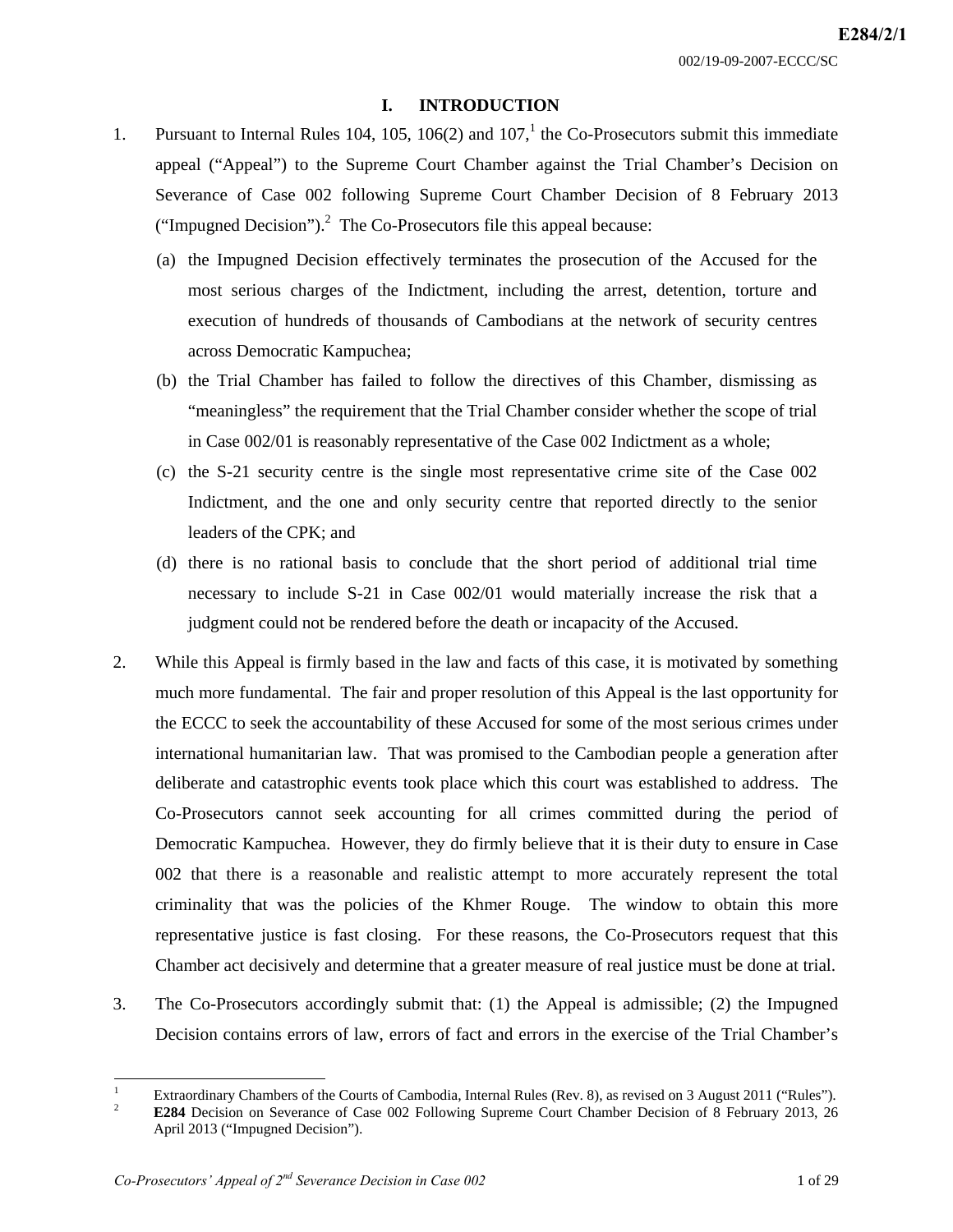# I. INTRODUCTION

1. Pursuant to Internal Rules 104, 105, 106(2) and 107,[1] the Co-Prosecutors submit this immediate appeal ("Appeal") to the Supreme Court Chamber against the Trial Chamber's Decision on Severance of Case 002 following Supreme Court Chamber Decision of 8 February 2013 ("Impugned Decision").[2] The Co-Prosecutors file this appeal because:

   (a) the Impugned Decision effectively terminates the prosecution of the Accused for the most serious charges of the Indictment, including the arrest, detention, torture and execution of hundreds of thousands of Cambodians at the network of security centres across Democratic Kampuchea;

   (b) the Trial Chamber has failed to follow the directives of this Chamber, dismissing as "meaningless" the requirement that the Trial Chamber consider whether the scope of trial in Case 002/01 is reasonably representative of the Case 002 Indictment as a whole;

   (c) the S-21 security centre is the single most representative crime site of the Case 002 Indictment, and the one and only security centre that reported directly to the senior leaders of the CPK; and

   (d) there is no rational basis to conclude that the short period of additional trial time necessary to include S-21 in Case 002/01 would materially increase the risk that a judgment could not be rendered before the death or incapacity of the Accused.

2. While this Appeal is firmly based in the law and facts of this case, it is motivated by something much more fundamental. The fair and proper resolution of this Appeal is the last opportunity for the ECCC to seek the accountability of these Accused for some of the most serious crimes under international humanitarian law. That was promised to the Cambodian people a generation after deliberate and catastrophic events took place which this court was established to address. The Co-Prosecutors cannot seek accounting for all crimes committed during the period of Democratic Kampuchea. However, they do firmly believe that it is their duty to ensure in Case 002 that there is a reasonable and realistic attempt to more accurately represent the total criminality that was the policies of the Khmer Rouge. The window to obtain this more representative justice is fast closing. For these reasons, the Co-Prosecutors request that this Chamber act decisively and determine that a greater measure of real justice must be done at trial.

3. The Co-Prosecutors accordingly submit that: (1) the Appeal is admissible; (2) the Impugned Decision contains errors of law, errors of fact and errors in the exercise of the Trial Chamber's

---

[1] Extraordinary Chambers of the Courts of Cambodia, Internal Rules (Rev. 8), as revised on 3 August 2011 ("Rules").

[2] **E284** Decision on Severance of Case 002 Following Supreme Court Chamber Decision of 8 February 2013, 26 April 2013 ("Impugned Decision").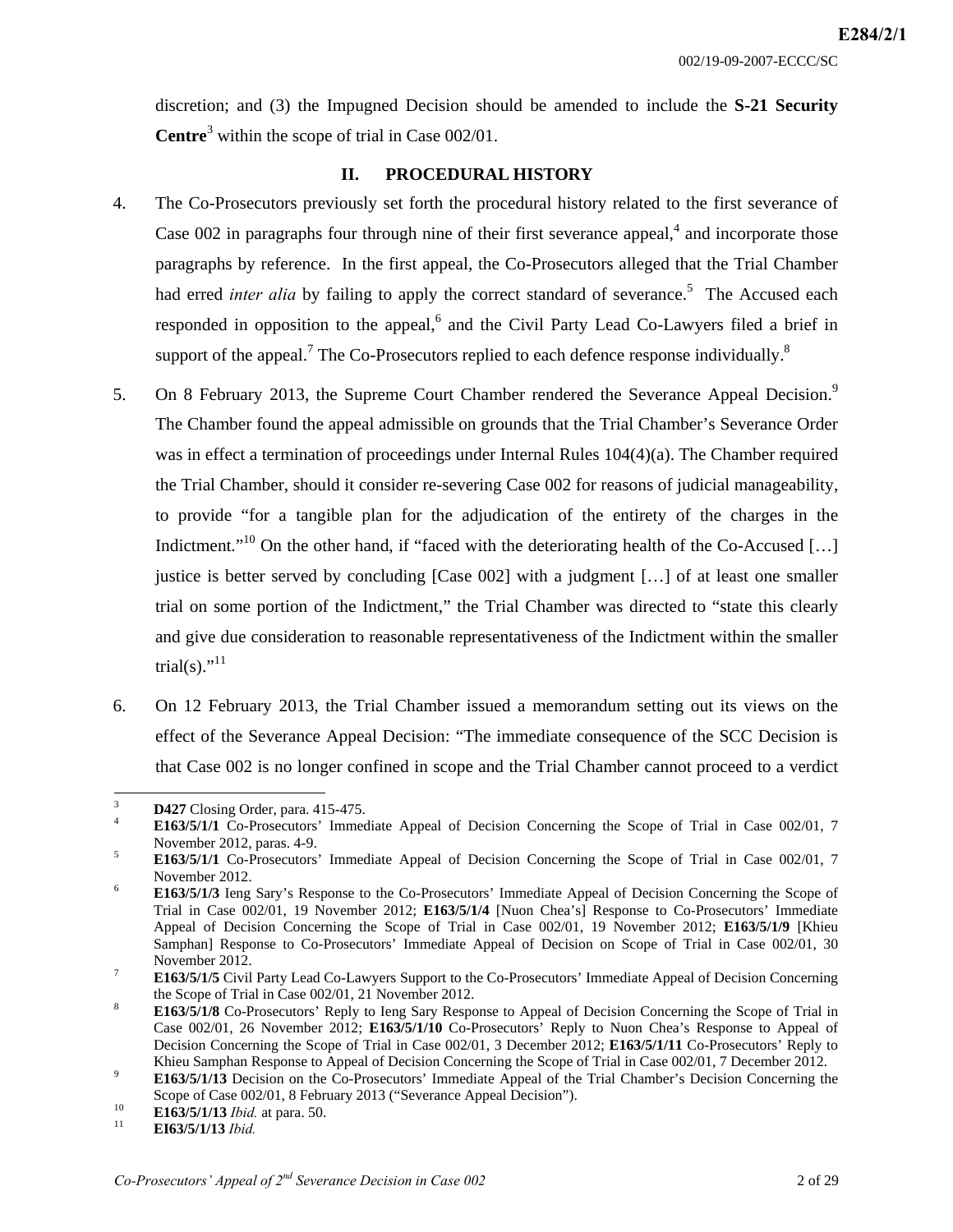discretion; and (3) the Impugned Decision should be amended to include the **S-21 Security Centre**[3] within the scope of trial in Case 002/01.

## II. PROCEDURAL HISTORY

4. The Co-Prosecutors previously set forth the procedural history related to the first severance of Case 002 in paragraphs four through nine of their first severance appeal,[4] and incorporate those paragraphs by reference. In the first appeal, the Co-Prosecutors alleged that the Trial Chamber had erred *inter alia* by failing to apply the correct standard of severance.[5] The Accused each responded in opposition to the appeal,[6] and the Civil Party Lead Co-Lawyers filed a brief in support of the appeal.[7] The Co-Prosecutors replied to each defence response individually.[8]

5. On 8 February 2013, the Supreme Court Chamber rendered the Severance Appeal Decision.[9] The Chamber found the appeal admissible on grounds that the Trial Chamber's Severance Order was in effect a termination of proceedings under Internal Rules 104(4)(a). The Chamber required the Trial Chamber, should it consider re-severing Case 002 for reasons of judicial manageability, to provide "for a tangible plan for the adjudication of the entirety of the charges in the Indictment."[10] On the other hand, if "faced with the deteriorating health of the Co-Accused […] justice is better served by concluding [Case 002] with a judgment […] of at least one smaller trial on some portion of the Indictment," the Trial Chamber was directed to "state this clearly and give due consideration to reasonable representativeness of the Indictment within the smaller trial(s)."[11]

6. On 12 February 2013, the Trial Chamber issued a memorandum setting out its views on the effect of the Severance Appeal Decision: "The immediate consequence of the SCC Decision is that Case 002 is no longer confined in scope and the Trial Chamber cannot proceed to a verdict

---

[3] **D427** Closing Order, para. 415-475.

[4] **E163/5/1/1** Co-Prosecutors' Immediate Appeal of Decision Concerning the Scope of Trial in Case 002/01, 7 November 2012, paras. 4-9.

[5] **E163/5/1/1** Co-Prosecutors' Immediate Appeal of Decision Concerning the Scope of Trial in Case 002/01, 7 November 2012.

[6] **E163/5/1/3** Ieng Sary's Response to the Co-Prosecutors' Immediate Appeal of Decision Concerning the Scope of Trial in Case 002/01, 19 November 2012; **E163/5/1/4** [Nuon Chea's] Response to Co-Prosecutors' Immediate Appeal of Decision Concerning the Scope of Trial in Case 002/01, 19 November 2012; **E163/5/1/9** [Khieu Samphan] Response to Co-Prosecutors' Immediate Appeal of Decision on Scope of Trial in Case 002/01, 30 November 2012.

[7] **E163/5/1/5** Civil Party Lead Co-Lawyers Support to the Co-Prosecutors' Immediate Appeal of Decision Concerning the Scope of Trial in Case 002/01, 21 November 2012.

[8] **E163/5/1/8** Co-Prosecutors' Reply to Ieng Sary Response to Appeal of Decision Concerning the Scope of Trial in Case 002/01, 26 November 2012; **E163/5/1/10** Co-Prosecutors' Reply to Nuon Chea's Response to Appeal of Decision Concerning the Scope of Trial in Case 002/01, 3 December 2012; **E163/5/1/11** Co-Prosecutors' Reply to Khieu Samphan Response to Appeal of Decision Concerning the Scope of Trial in Case 002/01, 7 December 2012.

[9] **E163/5/1/13** Decision on the Co-Prosecutors' Immediate Appeal of the Trial Chamber's Decision Concerning the Scope of Case 002/01, 8 February 2013 ("Severance Appeal Decision").

[10] **E163/5/1/13** *Ibid.* at para. 50.

[11] **EI63/5/1/13** *Ibid.*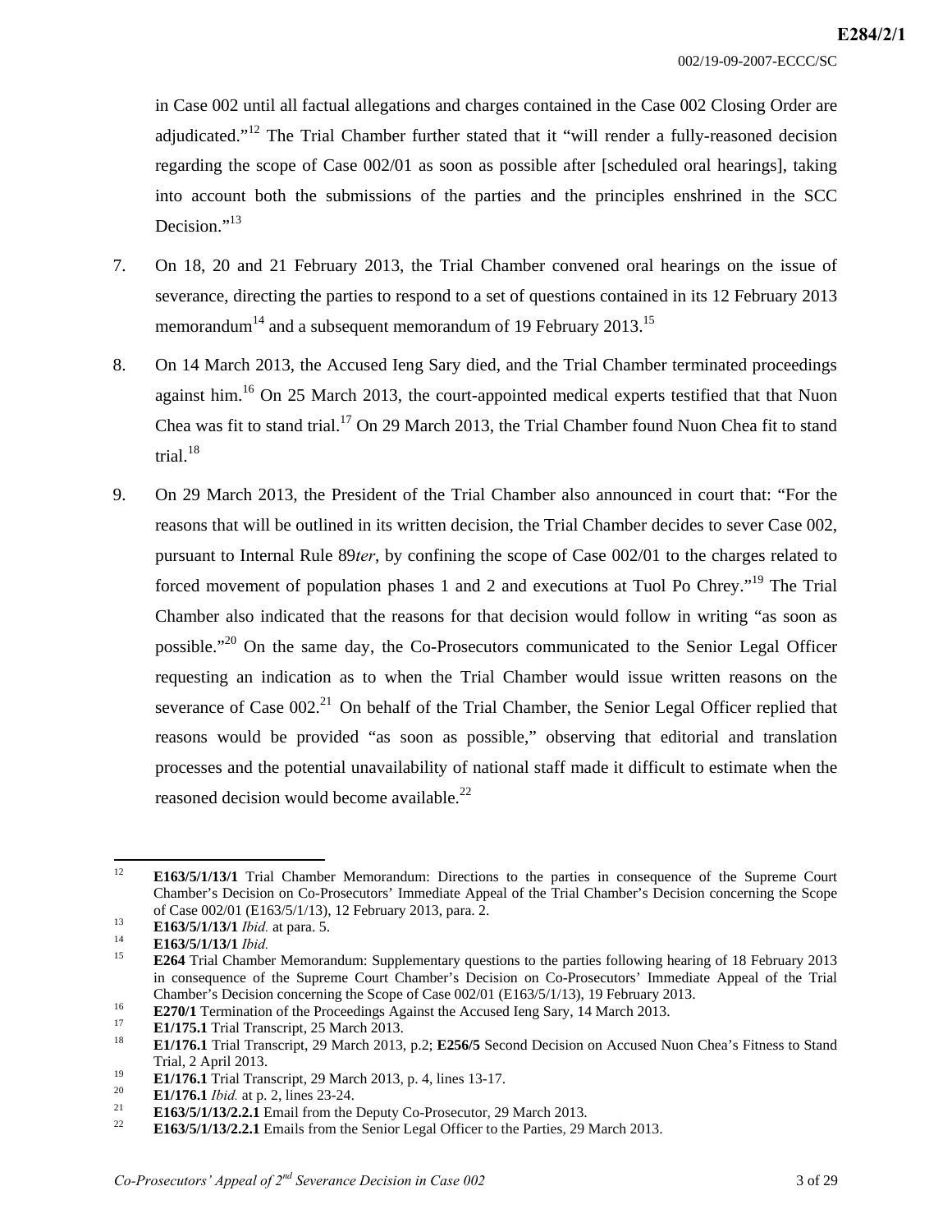in Case 002 until all factual allegations and charges contained in the Case 002 Closing Order are adjudicated."[12] The Trial Chamber further stated that it "will render a fully-reasoned decision regarding the scope of Case 002/01 as soon as possible after [scheduled oral hearings], taking into account both the submissions of the parties and the principles enshrined in the SCC Decision."[13]

7. On 18, 20 and 21 February 2013, the Trial Chamber convened oral hearings on the issue of severance, directing the parties to respond to a set of questions contained in its 12 February 2013 memorandum[14] and a subsequent memorandum of 19 February 2013.[15]

8. On 14 March 2013, the Accused Ieng Sary died, and the Trial Chamber terminated proceedings against him.[16] On 25 March 2013, the court-appointed medical experts testified that that Nuon Chea was fit to stand trial.[17] On 29 March 2013, the Trial Chamber found Nuon Chea fit to stand trial.[18]

9. On 29 March 2013, the President of the Trial Chamber also announced in court that: "For the reasons that will be outlined in its written decision, the Trial Chamber decides to sever Case 002, pursuant to Internal Rule 89*ter*, by confining the scope of Case 002/01 to the charges related to forced movement of population phases 1 and 2 and executions at Tuol Po Chrey."[19] The Trial Chamber also indicated that the reasons for that decision would follow in writing "as soon as possible."[20] On the same day, the Co-Prosecutors communicated to the Senior Legal Officer requesting an indication as to when the Trial Chamber would issue written reasons on the severance of Case 002.[21] On behalf of the Trial Chamber, the Senior Legal Officer replied that reasons would be provided "as soon as possible," observing that editorial and translation processes and the potential unavailability of national staff made it difficult to estimate when the reasoned decision would become available.[22]

---

[12] **E163/5/1/13/1** Trial Chamber Memorandum: Directions to the parties in consequence of the Supreme Court Chamber's Decision on Co-Prosecutors' Immediate Appeal of the Trial Chamber's Decision concerning the Scope of Case 002/01 (E163/5/1/13), 12 February 2013, para. 2.

[13] **E163/5/1/13/1** *Ibid.* at para. 5.

[14] **E163/5/1/13/1** *Ibid.*

[15] **E264** Trial Chamber Memorandum: Supplementary questions to the parties following hearing of 18 February 2013 in consequence of the Supreme Court Chamber's Decision on Co-Prosecutors' Immediate Appeal of the Trial Chamber's Decision concerning the Scope of Case 002/01 (E163/5/1/13), 19 February 2013.

[16] **E270/1** Termination of the Proceedings Against the Accused Ieng Sary, 14 March 2013.

[17] **E1/175.1** Trial Transcript, 25 March 2013.

[18] **E1/176.1** Trial Transcript, 29 March 2013, p.2; **E256/5** Second Decision on Accused Nuon Chea's Fitness to Stand Trial, 2 April 2013.

[19] **E1/176.1** Trial Transcript, 29 March 2013, p. 4, lines 13-17.

[20] **E1/176.1** *Ibid.* at p. 2, lines 23-24.

[21] **E163/5/1/13/2.2.1** Email from the Deputy Co-Prosecutor, 29 March 2013.

[22] **E163/5/1/13/2.2.1** Emails from the Senior Legal Officer to the Parties, 29 March 2013.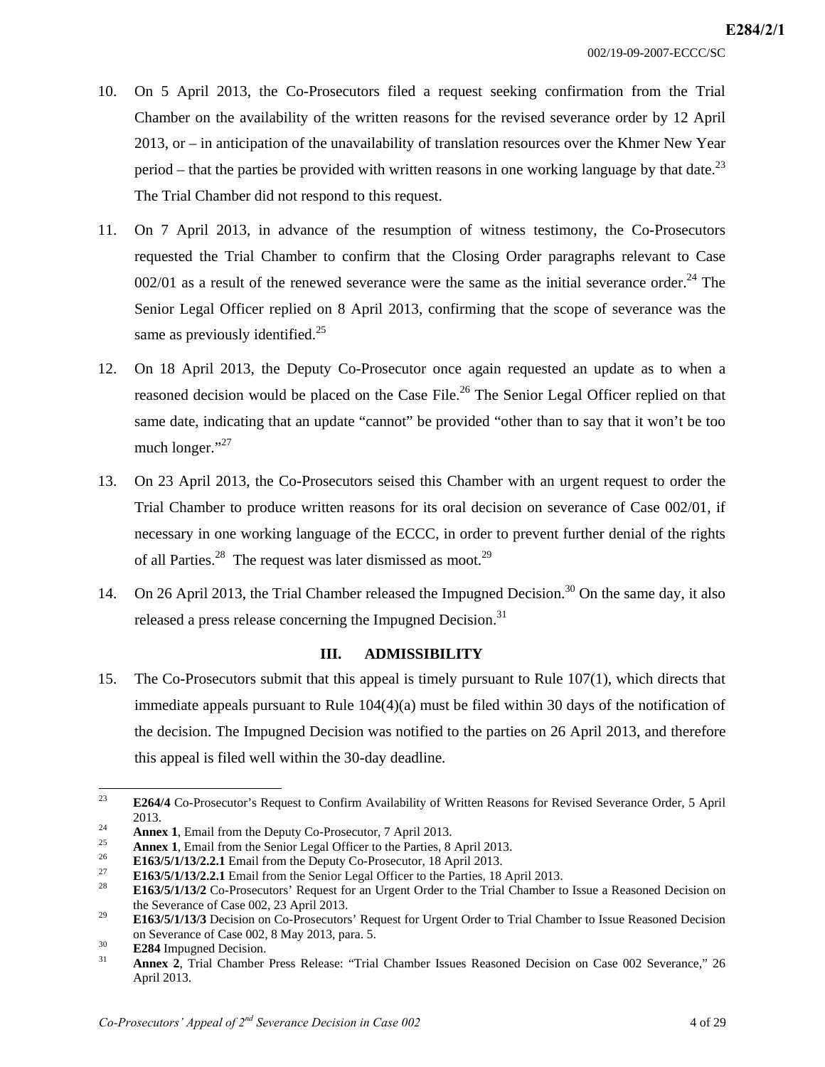10. On 5 April 2013, the Co-Prosecutors filed a request seeking confirmation from the Trial Chamber on the availability of the written reasons for the revised severance order by 12 April 2013, or – in anticipation of the unavailability of translation resources over the Khmer New Year period – that the parties be provided with written reasons in one working language by that date.[23] The Trial Chamber did not respond to this request.

11. On 7 April 2013, in advance of the resumption of witness testimony, the Co-Prosecutors requested the Trial Chamber to confirm that the Closing Order paragraphs relevant to Case 002/01 as a result of the renewed severance were the same as the initial severance order.[24] The Senior Legal Officer replied on 8 April 2013, confirming that the scope of severance was the same as previously identified.[25]

12. On 18 April 2013, the Deputy Co-Prosecutor once again requested an update as to when a reasoned decision would be placed on the Case File.[26] The Senior Legal Officer replied on that same date, indicating that an update "cannot" be provided "other than to say that it won't be too much longer."[27]

13. On 23 April 2013, the Co-Prosecutors seised this Chamber with an urgent request to order the Trial Chamber to produce written reasons for its oral decision on severance of Case 002/01, if necessary in one working language of the ECCC, in order to prevent further denial of the rights of all Parties.[28] The request was later dismissed as moot.[29]

14. On 26 April 2013, the Trial Chamber released the Impugned Decision.[30] On the same day, it also released a press release concerning the Impugned Decision.[31]

## III. ADMISSIBILITY

15. The Co-Prosecutors submit that this appeal is timely pursuant to Rule 107(1), which directs that immediate appeals pursuant to Rule 104(4)(a) must be filed within 30 days of the notification of the decision. The Impugned Decision was notified to the parties on 26 April 2013, and therefore this appeal is filed well within the 30-day deadline.

---

[23] **E264/4** Co-Prosecutor's Request to Confirm Availability of Written Reasons for Revised Severance Order, 5 April 2013.

[24] **Annex 1**, Email from the Deputy Co-Prosecutor, 7 April 2013.

[25] **Annex 1**, Email from the Senior Legal Officer to the Parties, 8 April 2013.

[26] **E163/5/1/13/2.2.1** Email from the Deputy Co-Prosecutor, 18 April 2013.

[27] **E163/5/1/13/2.2.1** Email from the Senior Legal Officer to the Parties, 18 April 2013.

[28] **E163/5/1/13/2** Co-Prosecutors' Request for an Urgent Order to the Trial Chamber to Issue a Reasoned Decision on the Severance of Case 002, 23 April 2013.

[29] **E163/5/1/13/3** Decision on Co-Prosecutors' Request for Urgent Order to Trial Chamber to Issue Reasoned Decision on Severance of Case 002, 8 May 2013, para. 5.

[30] **E284** Impugned Decision.

[31] **Annex 2**, Trial Chamber Press Release: "Trial Chamber Issues Reasoned Decision on Case 002 Severance," 26 April 2013.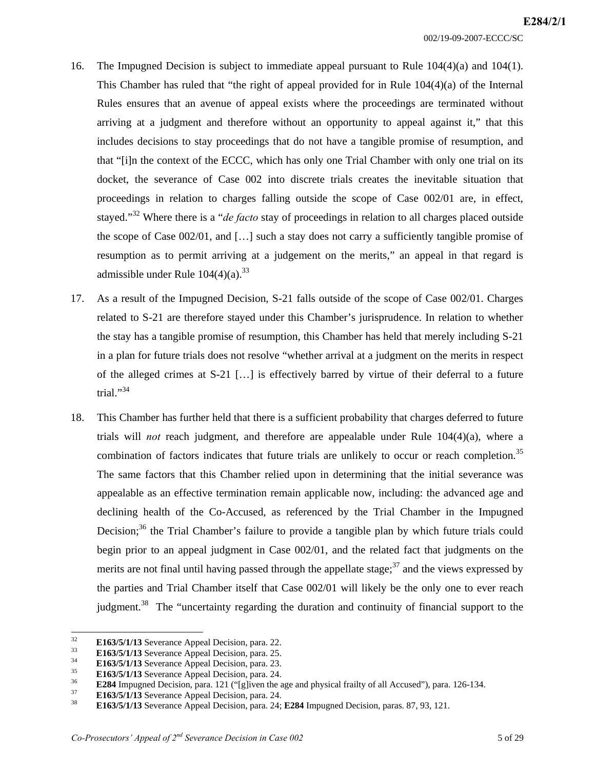16. The Impugned Decision is subject to immediate appeal pursuant to Rule 104(4)(a) and 104(1). This Chamber has ruled that "the right of appeal provided for in Rule 104(4)(a) of the Internal Rules ensures that an avenue of appeal exists where the proceedings are terminated without arriving at a judgment and therefore without an opportunity to appeal against it," that this includes decisions to stay proceedings that do not have a tangible promise of resumption, and that "[i]n the context of the ECCC, which has only one Trial Chamber with only one trial on its docket, the severance of Case 002 into discrete trials creates the inevitable situation that proceedings in relation to charges falling outside the scope of Case 002/01 are, in effect, stayed."[32] Where there is a "*de facto* stay of proceedings in relation to all charges placed outside the scope of Case 002/01, and [...] such a stay does not carry a sufficiently tangible promise of resumption as to permit arriving at a judgement on the merits," an appeal in that regard is admissible under Rule 104(4)(a).[33]

17. As a result of the Impugned Decision, S-21 falls outside of the scope of Case 002/01. Charges related to S-21 are therefore stayed under this Chamber's jurisprudence. In relation to whether the stay has a tangible promise of resumption, this Chamber has held that merely including S-21 in a plan for future trials does not resolve "whether arrival at a judgment on the merits in respect of the alleged crimes at S-21 [...] is effectively barred by virtue of their deferral to a future trial."[34]

18. This Chamber has further held that there is a sufficient probability that charges deferred to future trials will *not* reach judgment, and therefore are appealable under Rule 104(4)(a), where a combination of factors indicates that future trials are unlikely to occur or reach completion.[35] The same factors that this Chamber relied upon in determining that the initial severance was appealable as an effective termination remain applicable now, including: the advanced age and declining health of the Co-Accused, as referenced by the Trial Chamber in the Impugned Decision;[36] the Trial Chamber's failure to provide a tangible plan by which future trials could begin prior to an appeal judgment in Case 002/01, and the related fact that judgments on the merits are not final until having passed through the appellate stage;[37] and the views expressed by the parties and Trial Chamber itself that Case 002/01 will likely be the only one to ever reach judgment.[38] The "uncertainty regarding the duration and continuity of financial support to the

---

[32] **E163/5/1/13** Severance Appeal Decision, para. 22.

[33] **E163/5/1/13** Severance Appeal Decision, para. 25.

[34] **E163/5/1/13** Severance Appeal Decision, para. 23.

[35] **E163/5/1/13** Severance Appeal Decision, para. 24.

[36] **E284** Impugned Decision, para. 121 ("[g]iven the age and physical frailty of all Accused"), para. 126-134.

[37] **E163/5/1/13** Severance Appeal Decision, para. 24.

[38] **E163/5/1/13** Severance Appeal Decision, para. 24; **E284** Impugned Decision, paras. 87, 93, 121.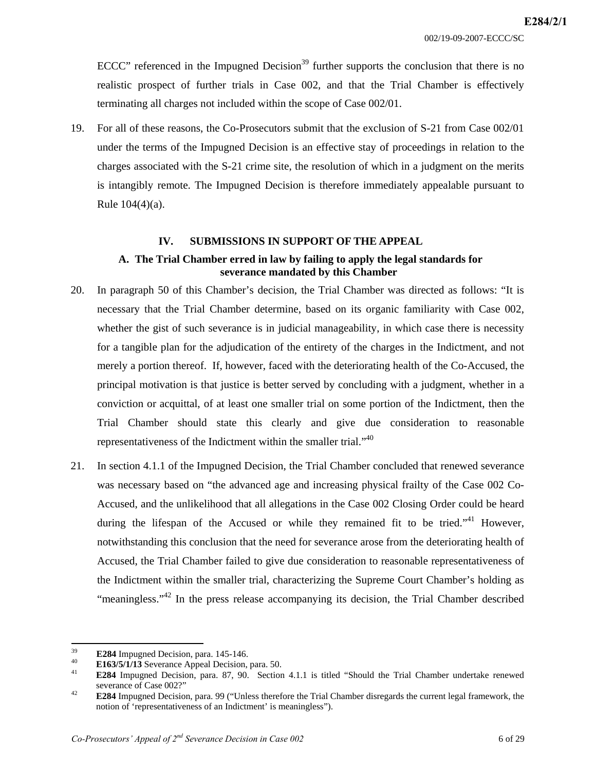ECCC" referenced in the Impugned Decision[39] further supports the conclusion that there is no realistic prospect of further trials in Case 002, and that the Trial Chamber is effectively terminating all charges not included within the scope of Case 002/01.

19. For all of these reasons, the Co-Prosecutors submit that the exclusion of S-21 from Case 002/01 under the terms of the Impugned Decision is an effective stay of proceedings in relation to the charges associated with the S-21 crime site, the resolution of which in a judgment on the merits is intangibly remote. The Impugned Decision is therefore immediately appealable pursuant to Rule 104(4)(a).

## IV. SUBMISSIONS IN SUPPORT OF THE APPEAL

### A. The Trial Chamber erred in law by failing to apply the legal standards for severance mandated by this Chamber

20. In paragraph 50 of this Chamber's decision, the Trial Chamber was directed as follows: "It is necessary that the Trial Chamber determine, based on its organic familiarity with Case 002, whether the gist of such severance is in judicial manageability, in which case there is necessity for a tangible plan for the adjudication of the entirety of the charges in the Indictment, and not merely a portion thereof. If, however, faced with the deteriorating health of the Co-Accused, the principal motivation is that justice is better served by concluding with a judgment, whether in a conviction or acquittal, of at least one smaller trial on some portion of the Indictment, then the Trial Chamber should state this clearly and give due consideration to reasonable representativeness of the Indictment within the smaller trial."[40]

21. In section 4.1.1 of the Impugned Decision, the Trial Chamber concluded that renewed severance was necessary based on "the advanced age and increasing physical frailty of the Case 002 Co-Accused, and the unlikelihood that all allegations in the Case 002 Closing Order could be heard during the lifespan of the Accused or while they remained fit to be tried."[41] However, notwithstanding this conclusion that the need for severance arose from the deteriorating health of Accused, the Trial Chamber failed to give due consideration to reasonable representativeness of the Indictment within the smaller trial, characterizing the Supreme Court Chamber's holding as "meaningless."[42] In the press release accompanying its decision, the Trial Chamber described

---

[39] **E284** Impugned Decision, para. 145-146.

[40] **E163/5/1/13** Severance Appeal Decision, para. 50.

[41] **E284** Impugned Decision, para. 87, 90. Section 4.1.1 is titled "Should the Trial Chamber undertake renewed severance of Case 002?"

[42] **E284** Impugned Decision, para. 99 ("Unless therefore the Trial Chamber disregards the current legal framework, the notion of 'representativeness of an Indictment' is meaningless").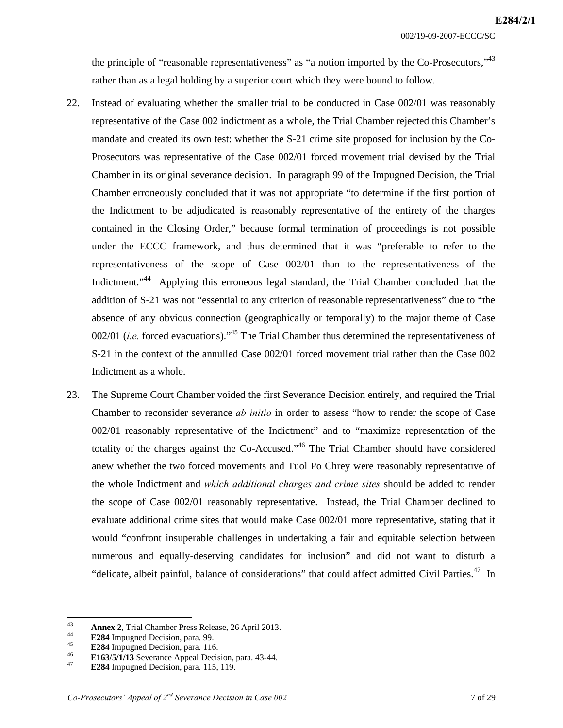the principle of "reasonable representativeness" as "a notion imported by the Co-Prosecutors,"[43] rather than as a legal holding by a superior court which they were bound to follow.

22. Instead of evaluating whether the smaller trial to be conducted in Case 002/01 was reasonably representative of the Case 002 indictment as a whole, the Trial Chamber rejected this Chamber's mandate and created its own test: whether the S-21 crime site proposed for inclusion by the Co-Prosecutors was representative of the Case 002/01 forced movement trial devised by the Trial Chamber in its original severance decision. In paragraph 99 of the Impugned Decision, the Trial Chamber erroneously concluded that it was not appropriate "to determine if the first portion of the Indictment to be adjudicated is reasonably representative of the entirety of the charges contained in the Closing Order," because formal termination of proceedings is not possible under the ECCC framework, and thus determined that it was "preferable to refer to the representativeness of the scope of Case 002/01 than to the representativeness of the Indictment."[44] Applying this erroneous legal standard, the Trial Chamber concluded that the addition of S-21 was not "essential to any criterion of reasonable representativeness" due to "the absence of any obvious connection (geographically or temporally) to the major theme of Case 002/01 (*i.e.* forced evacuations)."[45] The Trial Chamber thus determined the representativeness of S-21 in the context of the annulled Case 002/01 forced movement trial rather than the Case 002 Indictment as a whole.

23. The Supreme Court Chamber voided the first Severance Decision entirely, and required the Trial Chamber to reconsider severance *ab initio* in order to assess "how to render the scope of Case 002/01 reasonably representative of the Indictment" and to "maximize representation of the totality of the charges against the Co-Accused."[46] The Trial Chamber should have considered anew whether the two forced movements and Tuol Po Chrey were reasonably representative of the whole Indictment and *which additional charges and crime sites* should be added to render the scope of Case 002/01 reasonably representative. Instead, the Trial Chamber declined to evaluate additional crime sites that would make Case 002/01 more representative, stating that it would "confront insuperable challenges in undertaking a fair and equitable selection between numerous and equally-deserving candidates for inclusion" and did not want to disturb a "delicate, albeit painful, balance of considerations" that could affect admitted Civil Parties.[47] In

---

[43] **Annex 2**, Trial Chamber Press Release, 26 April 2013.

[44] **E284** Impugned Decision, para. 99.

[45] **E284** Impugned Decision, para. 116.

[46] **E163/5/1/13** Severance Appeal Decision, para. 43-44.

[47] **E284** Impugned Decision, para. 115, 119.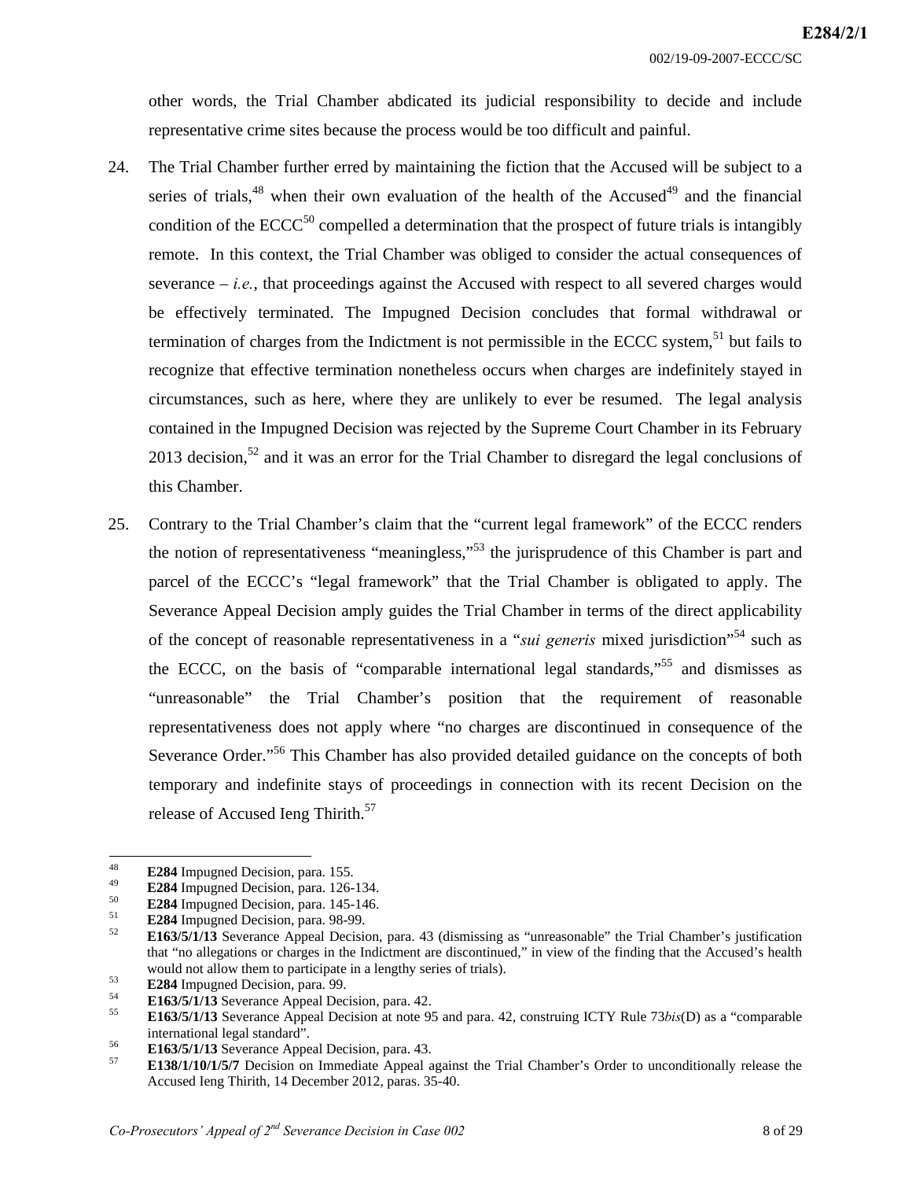other words, the Trial Chamber abdicated its judicial responsibility to decide and include representative crime sites because the process would be too difficult and painful.

24. The Trial Chamber further erred by maintaining the fiction that the Accused will be subject to a series of trials,[48] when their own evaluation of the health of the Accused[49] and the financial condition of the ECCC[50] compelled a determination that the prospect of future trials is intangibly remote. In this context, the Trial Chamber was obliged to consider the actual consequences of severance – *i.e.*, that proceedings against the Accused with respect to all severed charges would be effectively terminated. The Impugned Decision concludes that formal withdrawal or termination of charges from the Indictment is not permissible in the ECCC system,[51] but fails to recognize that effective termination nonetheless occurs when charges are indefinitely stayed in circumstances, such as here, where they are unlikely to ever be resumed. The legal analysis contained in the Impugned Decision was rejected by the Supreme Court Chamber in its February 2013 decision,[52] and it was an error for the Trial Chamber to disregard the legal conclusions of this Chamber.

25. Contrary to the Trial Chamber's claim that the "current legal framework" of the ECCC renders the notion of representativeness "meaningless,"[53] the jurisprudence of this Chamber is part and parcel of the ECCC's "legal framework" that the Trial Chamber is obligated to apply. The Severance Appeal Decision amply guides the Trial Chamber in terms of the direct applicability of the concept of reasonable representativeness in a "*sui generis* mixed jurisdiction"[54] such as the ECCC, on the basis of "comparable international legal standards,"[55] and dismisses as "unreasonable" the Trial Chamber's position that the requirement of reasonable representativeness does not apply where "no charges are discontinued in consequence of the Severance Order."[56] This Chamber has also provided detailed guidance on the concepts of both temporary and indefinite stays of proceedings in connection with its recent Decision on the release of Accused Ieng Thirith.[57]

---

[48] **E284** Impugned Decision, para. 155.

[49] **E284** Impugned Decision, para. 126-134.

[50] **E284** Impugned Decision, para. 145-146.

[51] **E284** Impugned Decision, para. 98-99.

[52] **E163/5/1/13** Severance Appeal Decision, para. 43 (dismissing as "unreasonable" the Trial Chamber's justification that "no allegations or charges in the Indictment are discontinued," in view of the finding that the Accused's health would not allow them to participate in a lengthy series of trials).

[53] **E284** Impugned Decision, para. 99.

[54] **E163/5/1/13** Severance Appeal Decision, para. 42.

[55] **E163/5/1/13** Severance Appeal Decision at note 95 and para. 42, construing ICTY Rule 73*bis*(D) as a "comparable international legal standard".

[56] **E163/5/1/13** Severance Appeal Decision, para. 43.

[57] **E138/1/10/1/5/7** Decision on Immediate Appeal against the Trial Chamber's Order to unconditionally release the Accused Ieng Thirith, 14 December 2012, paras. 35-40.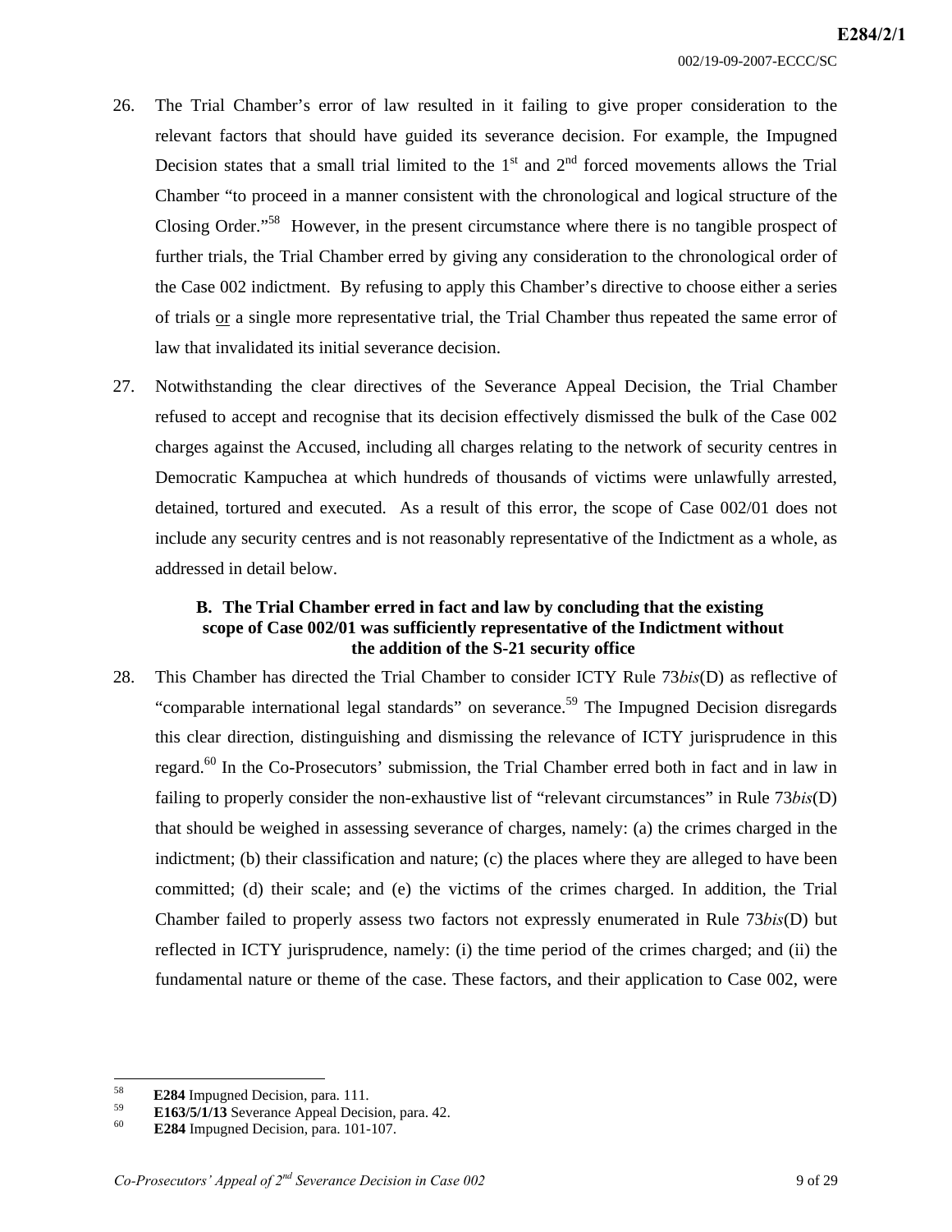26. The Trial Chamber's error of law resulted in it failing to give proper consideration to the relevant factors that should have guided its severance decision. For example, the Impugned Decision states that a small trial limited to the 1st and 2nd forced movements allows the Trial Chamber "to proceed in a manner consistent with the chronological and logical structure of the Closing Order."[58] However, in the present circumstance where there is no tangible prospect of further trials, the Trial Chamber erred by giving any consideration to the chronological order of the Case 002 indictment. By refusing to apply this Chamber's directive to choose either a series of trials or a single more representative trial, the Trial Chamber thus repeated the same error of law that invalidated its initial severance decision.

27. Notwithstanding the clear directives of the Severance Appeal Decision, the Trial Chamber refused to accept and recognise that its decision effectively dismissed the bulk of the Case 002 charges against the Accused, including all charges relating to the network of security centres in Democratic Kampuchea at which hundreds of thousands of victims were unlawfully arrested, detained, tortured and executed. As a result of this error, the scope of Case 002/01 does not include any security centres and is not reasonably representative of the Indictment as a whole, as addressed in detail below.

### B. The Trial Chamber erred in fact and law by concluding that the existing scope of Case 002/01 was sufficiently representative of the Indictment without the addition of the S-21 security office

28. This Chamber has directed the Trial Chamber to consider ICTY Rule 73*bis*(D) as reflective of "comparable international legal standards" on severance.[59] The Impugned Decision disregards this clear direction, distinguishing and dismissing the relevance of ICTY jurisprudence in this regard.[60] In the Co-Prosecutors' submission, the Trial Chamber erred both in fact and in law in failing to properly consider the non-exhaustive list of "relevant circumstances" in Rule 73*bis*(D) that should be weighed in assessing severance of charges, namely: (a) the crimes charged in the indictment; (b) their classification and nature; (c) the places where they are alleged to have been committed; (d) their scale; and (e) the victims of the crimes charged. In addition, the Trial Chamber failed to properly assess two factors not expressly enumerated in Rule 73*bis*(D) but reflected in ICTY jurisprudence, namely: (i) the time period of the crimes charged; and (ii) the fundamental nature or theme of the case. These factors, and their application to Case 002, were

---

[58] **E284** Impugned Decision, para. 111.

[59] **E163/5/1/13** Severance Appeal Decision, para. 42.

[60] **E284** Impugned Decision, para. 101-107.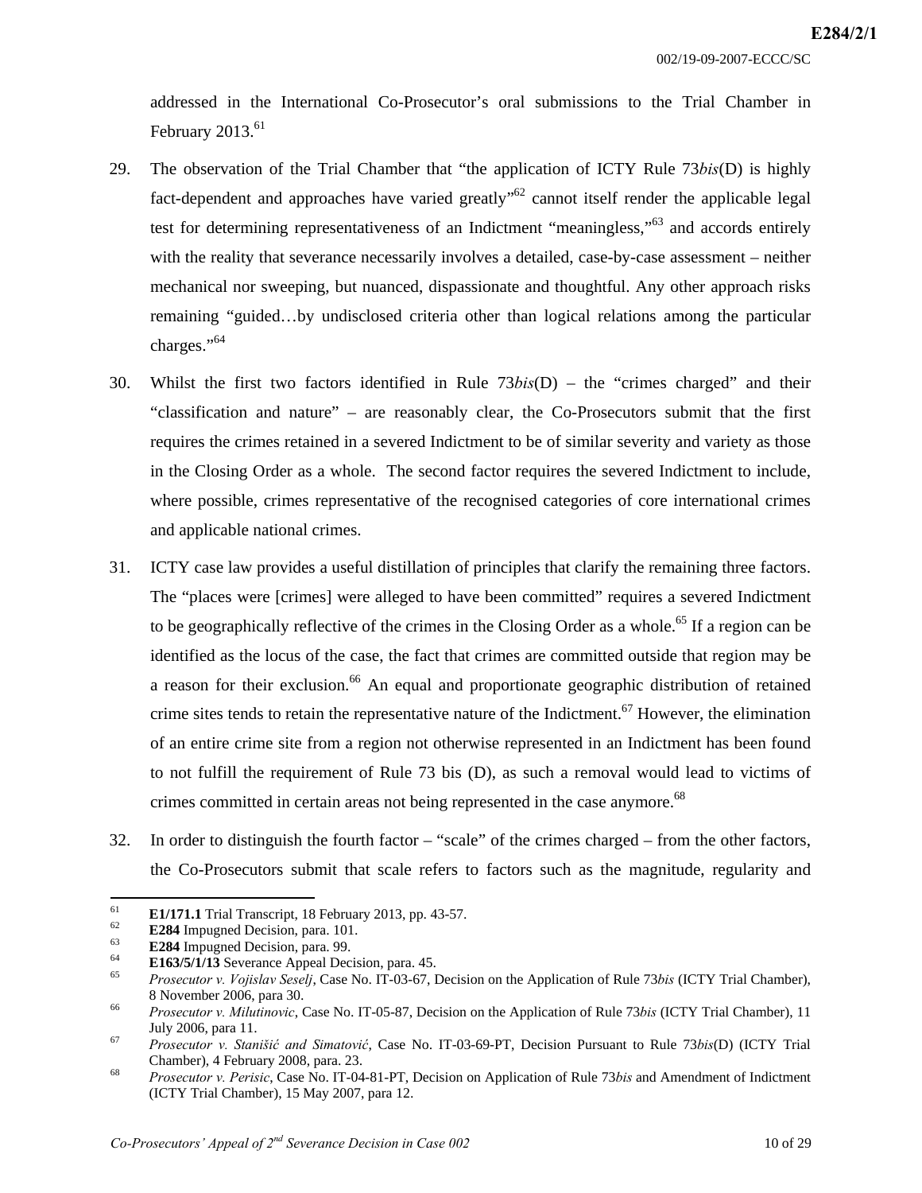addressed in the International Co-Prosecutor's oral submissions to the Trial Chamber in February 2013.[61]

29. The observation of the Trial Chamber that "the application of ICTY Rule 73*bis*(D) is highly fact-dependent and approaches have varied greatly"[62] cannot itself render the applicable legal test for determining representativeness of an Indictment "meaningless,"[63] and accords entirely with the reality that severance necessarily involves a detailed, case-by-case assessment – neither mechanical nor sweeping, but nuanced, dispassionate and thoughtful. Any other approach risks remaining "guided…by undisclosed criteria other than logical relations among the particular charges."[64]

30. Whilst the first two factors identified in Rule 73*bis*(D) – the "crimes charged" and their "classification and nature" – are reasonably clear, the Co-Prosecutors submit that the first requires the crimes retained in a severed Indictment to be of similar severity and variety as those in the Closing Order as a whole. The second factor requires the severed Indictment to include, where possible, crimes representative of the recognised categories of core international crimes and applicable national crimes.

31. ICTY case law provides a useful distillation of principles that clarify the remaining three factors. The "places were [crimes] were alleged to have been committed" requires a severed Indictment to be geographically reflective of the crimes in the Closing Order as a whole.[65] If a region can be identified as the locus of the case, the fact that crimes are committed outside that region may be a reason for their exclusion.[66] An equal and proportionate geographic distribution of retained crime sites tends to retain the representative nature of the Indictment.[67] However, the elimination of an entire crime site from a region not otherwise represented in an Indictment has been found to not fulfill the requirement of Rule 73 bis (D), as such a removal would lead to victims of crimes committed in certain areas not being represented in the case anymore.[68]

32. In order to distinguish the fourth factor – "scale" of the crimes charged – from the other factors, the Co-Prosecutors submit that scale refers to factors such as the magnitude, regularity and

---

[61] **E1/171.1** Trial Transcript, 18 February 2013, pp. 43-57.

[62] **E284** Impugned Decision, para. 101.

[63] **E284** Impugned Decision, para. 99.

[64] **E163/5/1/13** Severance Appeal Decision, para. 45.

[65] *Prosecutor v. Vojislav Seselj*, Case No. IT-03-67, Decision on the Application of Rule 73*bis* (ICTY Trial Chamber), 8 November 2006, para 30.

[66] *Prosecutor v. Milutinovic*, Case No. IT-05-87, Decision on the Application of Rule 73*bis* (ICTY Trial Chamber), 11 July 2006, para 11.

[67] *Prosecutor v. Stanišić and Simatović*, Case No. IT-03-69-PT, Decision Pursuant to Rule 73*bis*(D) (ICTY Trial Chamber), 4 February 2008, para. 23.

[68] *Prosecutor v. Perisic*, Case No. IT-04-81-PT, Decision on Application of Rule 73*bis* and Amendment of Indictment (ICTY Trial Chamber), 15 May 2007, para 12.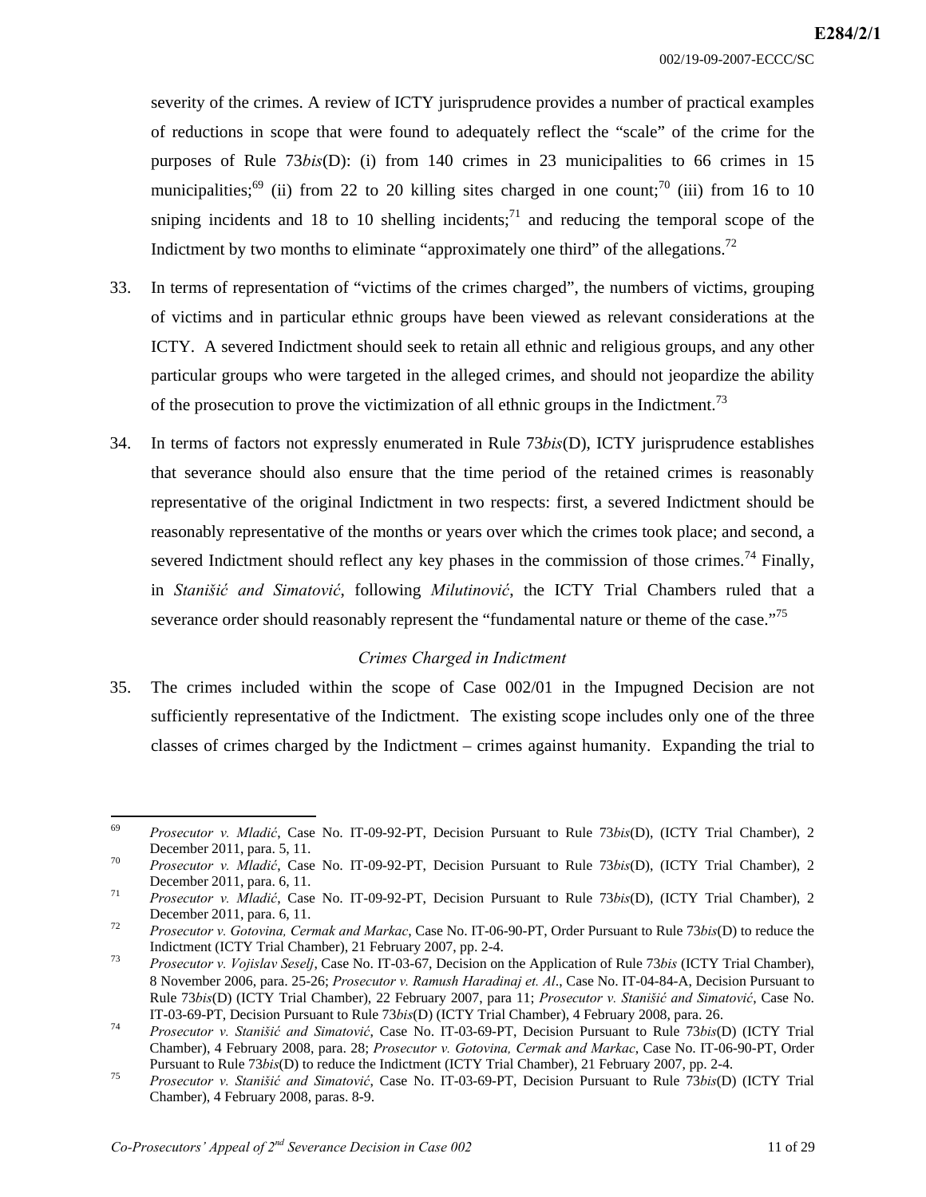severity of the crimes. A review of ICTY jurisprudence provides a number of practical examples of reductions in scope that were found to adequately reflect the "scale" of the crime for the purposes of Rule 73*bis*(D): (i) from 140 crimes in 23 municipalities to 66 crimes in 15 municipalities;[69] (ii) from 22 to 20 killing sites charged in one count;[70] (iii) from 16 to 10 sniping incidents and 18 to 10 shelling incidents;[71] and reducing the temporal scope of the Indictment by two months to eliminate "approximately one third" of the allegations.[72]

33. In terms of representation of "victims of the crimes charged", the numbers of victims, grouping of victims and in particular ethnic groups have been viewed as relevant considerations at the ICTY. A severed Indictment should seek to retain all ethnic and religious groups, and any other particular groups who were targeted in the alleged crimes, and should not jeopardize the ability of the prosecution to prove the victimization of all ethnic groups in the Indictment.[73]

34. In terms of factors not expressly enumerated in Rule 73*bis*(D), ICTY jurisprudence establishes that severance should also ensure that the time period of the retained crimes is reasonably representative of the original Indictment in two respects: first, a severed Indictment should be reasonably representative of the months or years over which the crimes took place; and second, a severed Indictment should reflect any key phases in the commission of those crimes.[74] Finally, in *Stanišić and Simatović*, following *Milutinović*, the ICTY Trial Chambers ruled that a severance order should reasonably represent the "fundamental nature or theme of the case."[75]

*Crimes Charged in Indictment*

35. The crimes included within the scope of Case 002/01 in the Impugned Decision are not sufficiently representative of the Indictment. The existing scope includes only one of the three classes of crimes charged by the Indictment – crimes against humanity. Expanding the trial to

---

[69] *Prosecutor v. Mladić*, Case No. IT-09-92-PT, Decision Pursuant to Rule 73*bis*(D), (ICTY Trial Chamber), 2 December 2011, para. 5, 11.

[70] *Prosecutor v. Mladić*, Case No. IT-09-92-PT, Decision Pursuant to Rule 73*bis*(D), (ICTY Trial Chamber), 2 December 2011, para. 6, 11.

[71] *Prosecutor v. Mladić*, Case No. IT-09-92-PT, Decision Pursuant to Rule 73*bis*(D), (ICTY Trial Chamber), 2 December 2011, para. 6, 11.

[72] *Prosecutor v. Gotovina, Cermak and Markac*, Case No. IT-06-90-PT, Order Pursuant to Rule 73*bis*(D) to reduce the Indictment (ICTY Trial Chamber), 21 February 2007, pp. 2-4.

[73] *Prosecutor v. Vojislav Seselj*, Case No. IT-03-67, Decision on the Application of Rule 73*bis* (ICTY Trial Chamber), 8 November 2006, para. 25-26; *Prosecutor v. Ramush Haradinaj et. Al*., Case No. IT-04-84-A, Decision Pursuant to Rule 73*bis*(D) (ICTY Trial Chamber), 22 February 2007, para 11; *Prosecutor v. Stanišić and Simatović*, Case No. IT-03-69-PT, Decision Pursuant to Rule 73*bis*(D) (ICTY Trial Chamber), 4 February 2008, para. 26.

[74] *Prosecutor v. Stanišić and Simatović*, Case No. IT-03-69-PT, Decision Pursuant to Rule 73*bis*(D) (ICTY Trial Chamber), 4 February 2008, para. 28; *Prosecutor v. Gotovina, Cermak and Markac*, Case No. IT-06-90-PT, Order Pursuant to Rule 73*bis*(D) to reduce the Indictment (ICTY Trial Chamber), 21 February 2007, pp. 2-4.

[75] *Prosecutor v. Stanišić and Simatović*, Case No. IT-03-69-PT, Decision Pursuant to Rule 73*bis*(D) (ICTY Trial Chamber), 4 February 2008, paras. 8-9.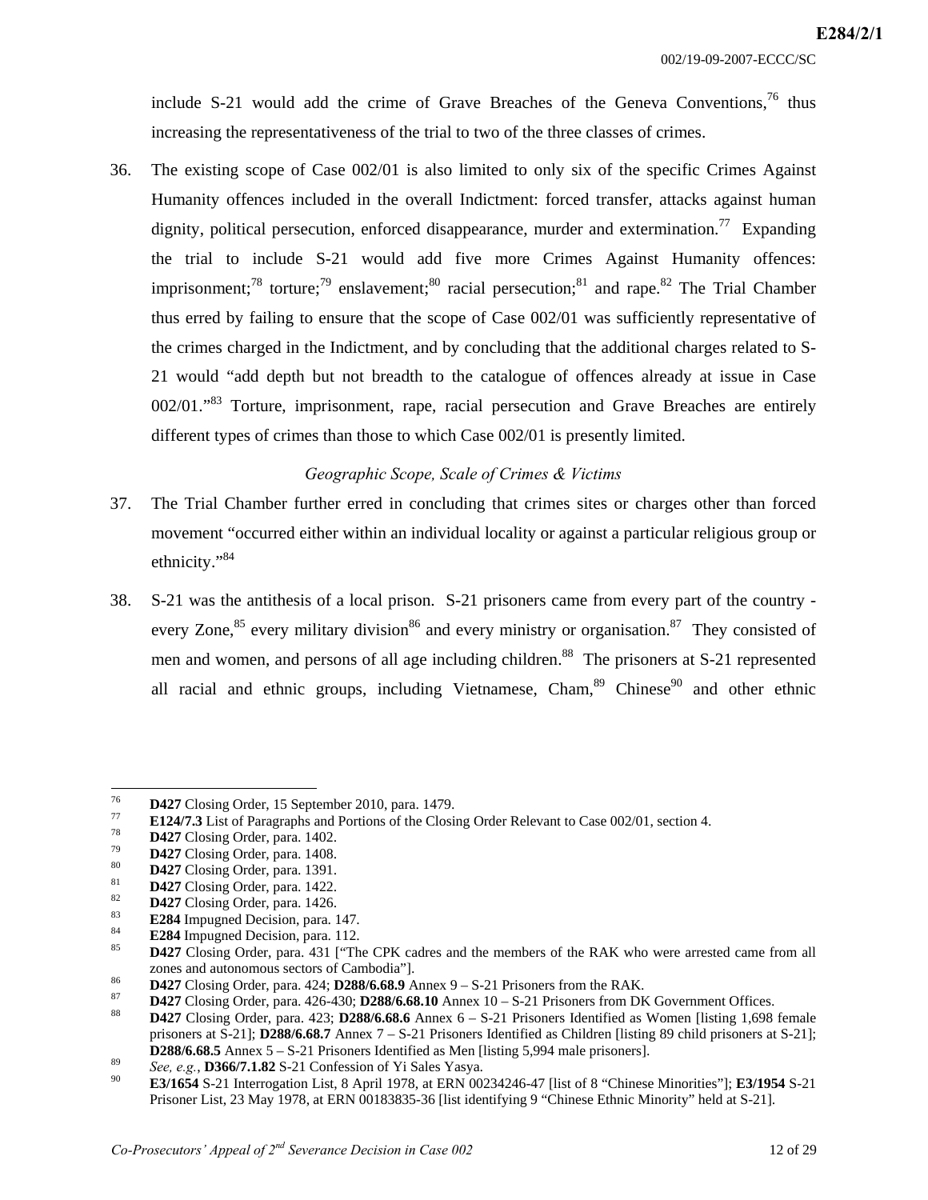include S-21 would add the crime of Grave Breaches of the Geneva Conventions,[76] thus increasing the representativeness of the trial to two of the three classes of crimes.

36. The existing scope of Case 002/01 is also limited to only six of the specific Crimes Against Humanity offences included in the overall Indictment: forced transfer, attacks against human dignity, political persecution, enforced disappearance, murder and extermination.[77] Expanding the trial to include S-21 would add five more Crimes Against Humanity offences: imprisonment;[78] torture;[79] enslavement;[80] racial persecution;[81] and rape.[82] The Trial Chamber thus erred by failing to ensure that the scope of Case 002/01 was sufficiently representative of the crimes charged in the Indictment, and by concluding that the additional charges related to S-21 would "add depth but not breadth to the catalogue of offences already at issue in Case 002/01."[83] Torture, imprisonment, rape, racial persecution and Grave Breaches are entirely different types of crimes than those to which Case 002/01 is presently limited.

*Geographic Scope, Scale of Crimes & Victims*

37. The Trial Chamber further erred in concluding that crimes sites or charges other than forced movement "occurred either within an individual locality or against a particular religious group or ethnicity."[84]

38. S-21 was the antithesis of a local prison. S-21 prisoners came from every part of the country - every Zone,[85] every military division[86] and every ministry or organisation.[87] They consisted of men and women, and persons of all age including children.[88] The prisoners at S-21 represented all racial and ethnic groups, including Vietnamese, Cham,[89] Chinese[90] and other ethnic

---

[76] **D427** Closing Order, 15 September 2010, para. 1479.

[77] **E124/7.3** List of Paragraphs and Portions of the Closing Order Relevant to Case 002/01, section 4.

[78] **D427** Closing Order, para. 1402.

[79] **D427** Closing Order, para. 1408.

[80] **D427** Closing Order, para. 1391.

[81] **D427** Closing Order, para. 1422.

[82] **D427** Closing Order, para. 1426.

[83] **E284** Impugned Decision, para. 147.

[84] **E284** Impugned Decision, para. 112.

[85] **D427** Closing Order, para. 431 ["The CPK cadres and the members of the RAK who were arrested came from all zones and autonomous sectors of Cambodia"].

[86] **D427** Closing Order, para. 424; **D288/6.68.9** Annex 9 – S-21 Prisoners from the RAK.

[87] **D427** Closing Order, para. 426-430; **D288/6.68.10** Annex 10 – S-21 Prisoners from DK Government Offices.

[88] **D427** Closing Order, para. 423; **D288/6.68.6** Annex 6 – S-21 Prisoners Identified as Women [listing 1,698 female prisoners at S-21]; **D288/6.68.7** Annex 7 – S-21 Prisoners Identified as Children [listing 89 child prisoners at S-21]; **D288/6.68.5** Annex 5 – S-21 Prisoners Identified as Men [listing 5,994 male prisoners].

[89] *See, e.g.*, **D366/7.1.82** S-21 Confession of Yi Sales Yasya.

[90] **E3/1654** S-21 Interrogation List, 8 April 1978, at ERN 00234246-47 [list of 8 "Chinese Minorities"]; **E3/1954** S-21 Prisoner List, 23 May 1978, at ERN 00183835-36 [list identifying 9 "Chinese Ethnic Minority" held at S-21].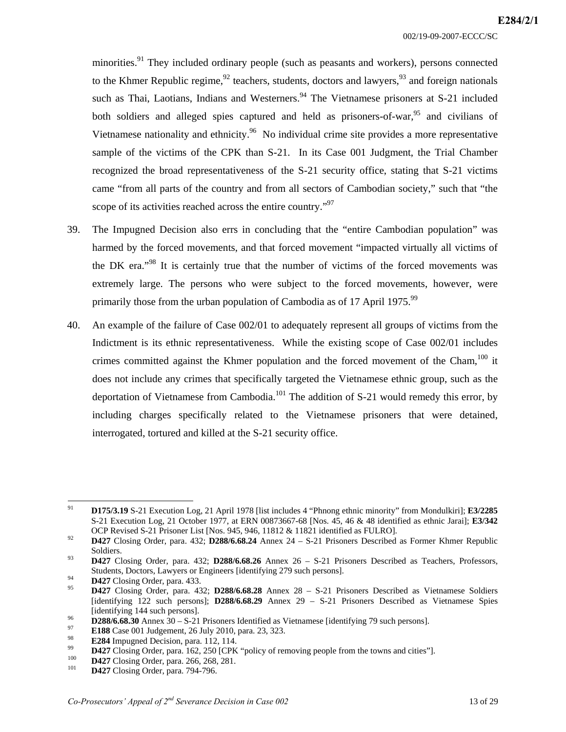minorities.[91] They included ordinary people (such as peasants and workers), persons connected to the Khmer Republic regime,[92] teachers, students, doctors and lawyers,[93] and foreign nationals such as Thai, Laotians, Indians and Westerners.[94] The Vietnamese prisoners at S-21 included both soldiers and alleged spies captured and held as prisoners-of-war,[95] and civilians of Vietnamese nationality and ethnicity.[96] No individual crime site provides a more representative sample of the victims of the CPK than S-21. In its Case 001 Judgment, the Trial Chamber recognized the broad representativeness of the S-21 security office, stating that S-21 victims came "from all parts of the country and from all sectors of Cambodian society," such that "the scope of its activities reached across the entire country."[97]

39. The Impugned Decision also errs in concluding that the "entire Cambodian population" was harmed by the forced movements, and that forced movement "impacted virtually all victims of the DK era."[98] It is certainly true that the number of victims of the forced movements was extremely large. The persons who were subject to the forced movements, however, were primarily those from the urban population of Cambodia as of 17 April 1975.[99]

40. An example of the failure of Case 002/01 to adequately represent all groups of victims from the Indictment is its ethnic representativeness. While the existing scope of Case 002/01 includes crimes committed against the Khmer population and the forced movement of the Cham,[100] it does not include any crimes that specifically targeted the Vietnamese ethnic group, such as the deportation of Vietnamese from Cambodia.[101] The addition of S-21 would remedy this error, by including charges specifically related to the Vietnamese prisoners that were detained, interrogated, tortured and killed at the S-21 security office.

---

[91] **D175/3.19** S-21 Execution Log, 21 April 1978 [list includes 4 "Phnong ethnic minority" from Mondulkiri]; **E3/2285** S-21 Execution Log, 21 October 1977, at ERN 00873667-68 [Nos. 45, 46 & 48 identified as ethnic Jarai]; **E3/342** OCP Revised S-21 Prisoner List [Nos. 945, 946, 11812 & 11821 identified as FULRO].

[92] **D427** Closing Order, para. 432; **D288/6.68.24** Annex 24 – S-21 Prisoners Described as Former Khmer Republic Soldiers.

[93] **D427** Closing Order, para. 432; **D288/6.68.26** Annex 26 – S-21 Prisoners Described as Teachers, Professors, Students, Doctors, Lawyers or Engineers [identifying 279 such persons].

[94] **D427** Closing Order, para. 433.

[95] **D427** Closing Order, para. 432; **D288/6.68.28** Annex 28 – S-21 Prisoners Described as Vietnamese Soldiers [identifying 122 such persons]; **D288/6.68.29** Annex 29 – S-21 Prisoners Described as Vietnamese Spies [identifying 144 such persons].

[96] **D288/6.68.30** Annex 30 – S-21 Prisoners Identified as Vietnamese [identifying 79 such persons].

[97] **E188** Case 001 Judgement, 26 July 2010, para. 23, 323.

[98] **E284** Impugned Decision, para. 112, 114.

[99] **D427** Closing Order, para. 162, 250 [CPK "policy of removing people from the towns and cities"].

[100] **D427** Closing Order, para. 266, 268, 281.

[101] **D427** Closing Order, para. 794-796.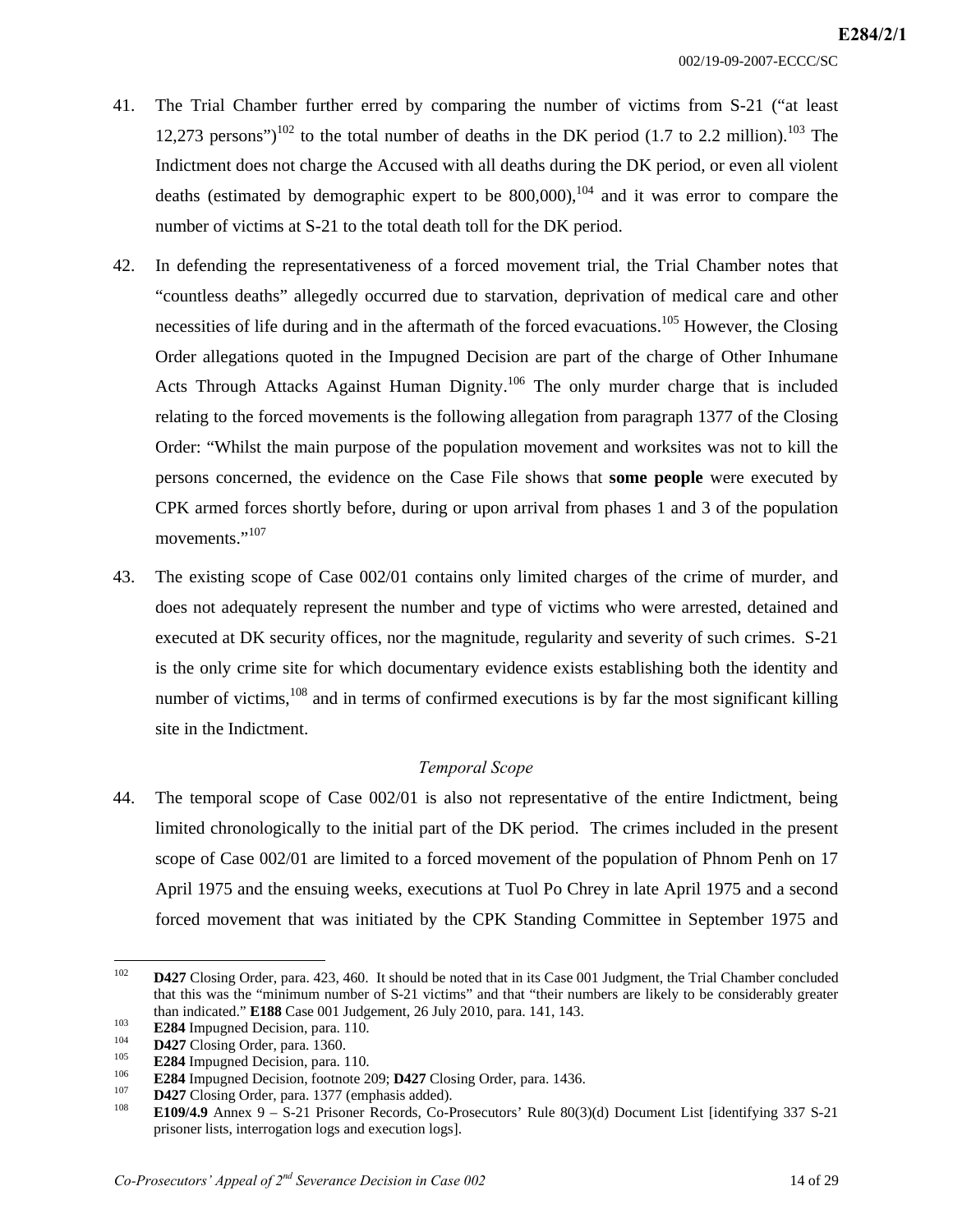41. The Trial Chamber further erred by comparing the number of victims from S-21 ("at least 12,273 persons")[102] to the total number of deaths in the DK period (1.7 to 2.2 million).[103] The Indictment does not charge the Accused with all deaths during the DK period, or even all violent deaths (estimated by demographic expert to be 800,000),[104] and it was error to compare the number of victims at S-21 to the total death toll for the DK period.

42. In defending the representativeness of a forced movement trial, the Trial Chamber notes that "countless deaths" allegedly occurred due to starvation, deprivation of medical care and other necessities of life during and in the aftermath of the forced evacuations.[105] However, the Closing Order allegations quoted in the Impugned Decision are part of the charge of Other Inhumane Acts Through Attacks Against Human Dignity.[106] The only murder charge that is included relating to the forced movements is the following allegation from paragraph 1377 of the Closing Order: "Whilst the main purpose of the population movement and worksites was not to kill the persons concerned, the evidence on the Case File shows that **some people** were executed by CPK armed forces shortly before, during or upon arrival from phases 1 and 3 of the population movements."[107]

43. The existing scope of Case 002/01 contains only limited charges of the crime of murder, and does not adequately represent the number and type of victims who were arrested, detained and executed at DK security offices, nor the magnitude, regularity and severity of such crimes. S-21 is the only crime site for which documentary evidence exists establishing both the identity and number of victims,[108] and in terms of confirmed executions is by far the most significant killing site in the Indictment.

*Temporal Scope*

44. The temporal scope of Case 002/01 is also not representative of the entire Indictment, being limited chronologically to the initial part of the DK period. The crimes included in the present scope of Case 002/01 are limited to a forced movement of the population of Phnom Penh on 17 April 1975 and the ensuing weeks, executions at Tuol Po Chrey in late April 1975 and a second forced movement that was initiated by the CPK Standing Committee in September 1975 and

---

[102] **D427** Closing Order, para. 423, 460. It should be noted that in its Case 001 Judgment, the Trial Chamber concluded that this was the "minimum number of S-21 victims" and that "their numbers are likely to be considerably greater than indicated." **E188** Case 001 Judgement, 26 July 2010, para. 141, 143.

[103] **E284** Impugned Decision, para. 110.

[104] **D427** Closing Order, para. 1360.

[105] **E284** Impugned Decision, para. 110.

[106] **E284** Impugned Decision, footnote 209; **D427** Closing Order, para. 1436.

[107] **D427** Closing Order, para. 1377 (emphasis added).

[108] **E109/4.9** Annex 9 – S-21 Prisoner Records, Co-Prosecutors' Rule 80(3)(d) Document List [identifying 337 S-21 prisoner lists, interrogation logs and execution logs].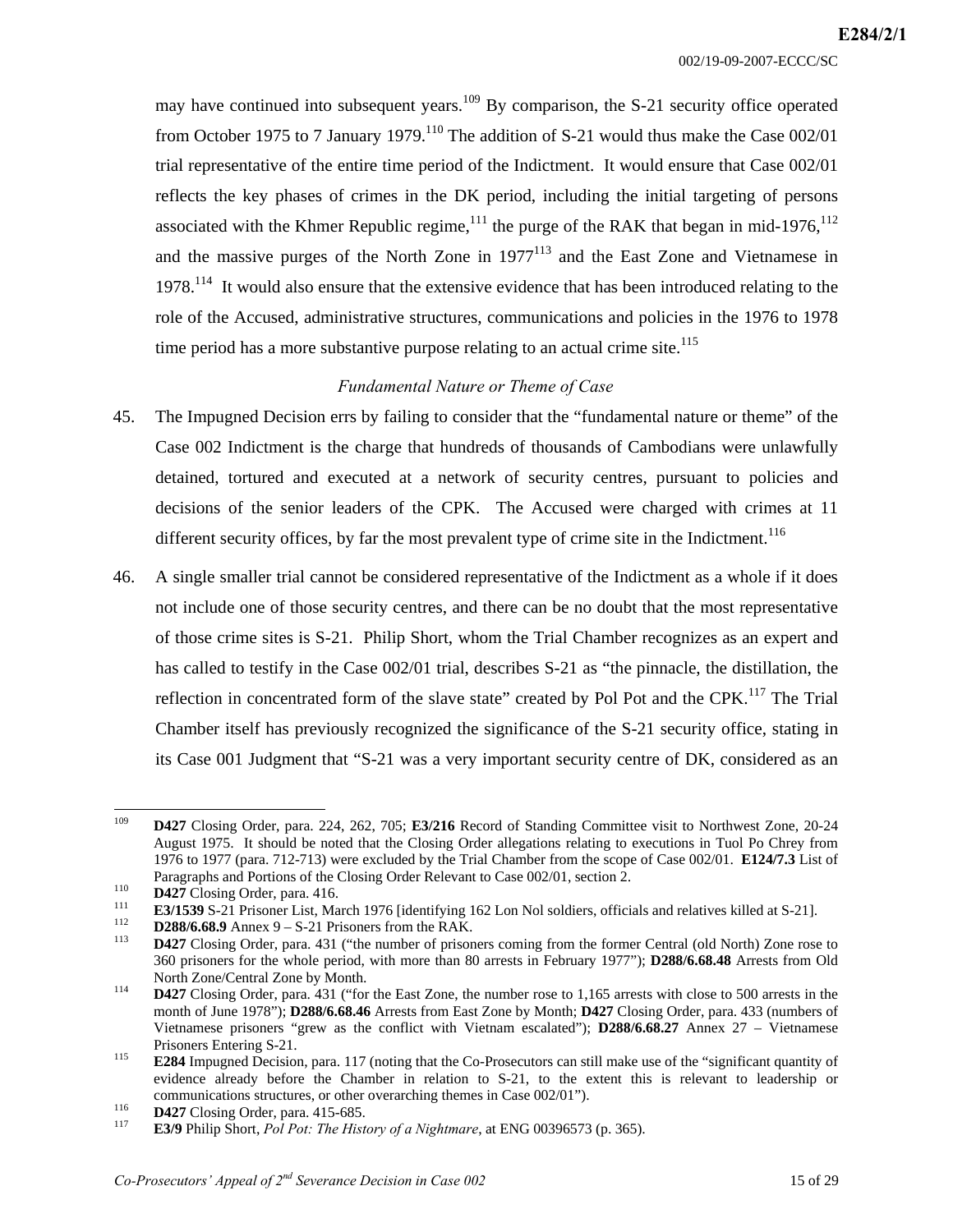may have continued into subsequent years.[109] By comparison, the S-21 security office operated from October 1975 to 7 January 1979.[110] The addition of S-21 would thus make the Case 002/01 trial representative of the entire time period of the Indictment. It would ensure that Case 002/01 reflects the key phases of crimes in the DK period, including the initial targeting of persons associated with the Khmer Republic regime,[111] the purge of the RAK that began in mid-1976,[112] and the massive purges of the North Zone in 1977[113] and the East Zone and Vietnamese in 1978.[114] It would also ensure that the extensive evidence that has been introduced relating to the role of the Accused, administrative structures, communications and policies in the 1976 to 1978 time period has a more substantive purpose relating to an actual crime site.[115]

*Fundamental Nature or Theme of Case*

45. The Impugned Decision errs by failing to consider that the "fundamental nature or theme" of the Case 002 Indictment is the charge that hundreds of thousands of Cambodians were unlawfully detained, tortured and executed at a network of security centres, pursuant to policies and decisions of the senior leaders of the CPK. The Accused were charged with crimes at 11 different security offices, by far the most prevalent type of crime site in the Indictment.[116]

46. A single smaller trial cannot be considered representative of the Indictment as a whole if it does not include one of those security centres, and there can be no doubt that the most representative of those crime sites is S-21. Philip Short, whom the Trial Chamber recognizes as an expert and has called to testify in the Case 002/01 trial, describes S-21 as "the pinnacle, the distillation, the reflection in concentrated form of the slave state" created by Pol Pot and the CPK.[117] The Trial Chamber itself has previously recognized the significance of the S-21 security office, stating in its Case 001 Judgment that "S-21 was a very important security centre of DK, considered as an

---

[109] **D427** Closing Order, para. 224, 262, 705; **E3/216** Record of Standing Committee visit to Northwest Zone, 20-24 August 1975. It should be noted that the Closing Order allegations relating to executions in Tuol Po Chrey from 1976 to 1977 (para. 712-713) were excluded by the Trial Chamber from the scope of Case 002/01. **E124/7.3** List of Paragraphs and Portions of the Closing Order Relevant to Case 002/01, section 2.

[110] **D427** Closing Order, para. 416.

[111] **E3/1539** S-21 Prisoner List, March 1976 [identifying 162 Lon Nol soldiers, officials and relatives killed at S-21].

[112] **D288/6.68.9** Annex 9 – S-21 Prisoners from the RAK.

[113] **D427** Closing Order, para. 431 ("the number of prisoners coming from the former Central (old North) Zone rose to 360 prisoners for the whole period, with more than 80 arrests in February 1977"); **D288/6.68.48** Arrests from Old North Zone/Central Zone by Month.

[114] **D427** Closing Order, para. 431 ("for the East Zone, the number rose to 1,165 arrests with close to 500 arrests in the month of June 1978"); **D288/6.68.46** Arrests from East Zone by Month; **D427** Closing Order, para. 433 (numbers of Vietnamese prisoners "grew as the conflict with Vietnam escalated"); **D288/6.68.27** Annex 27 – Vietnamese Prisoners Entering S-21.

[115] **E284** Impugned Decision, para. 117 (noting that the Co-Prosecutors can still make use of the "significant quantity of evidence already before the Chamber in relation to S-21, to the extent this is relevant to leadership or communications structures, or other overarching themes in Case 002/01").

[116] **D427** Closing Order, para. 415-685.

[117] **E3/9** Philip Short, *Pol Pot: The History of a Nightmare*, at ENG 00396573 (p. 365).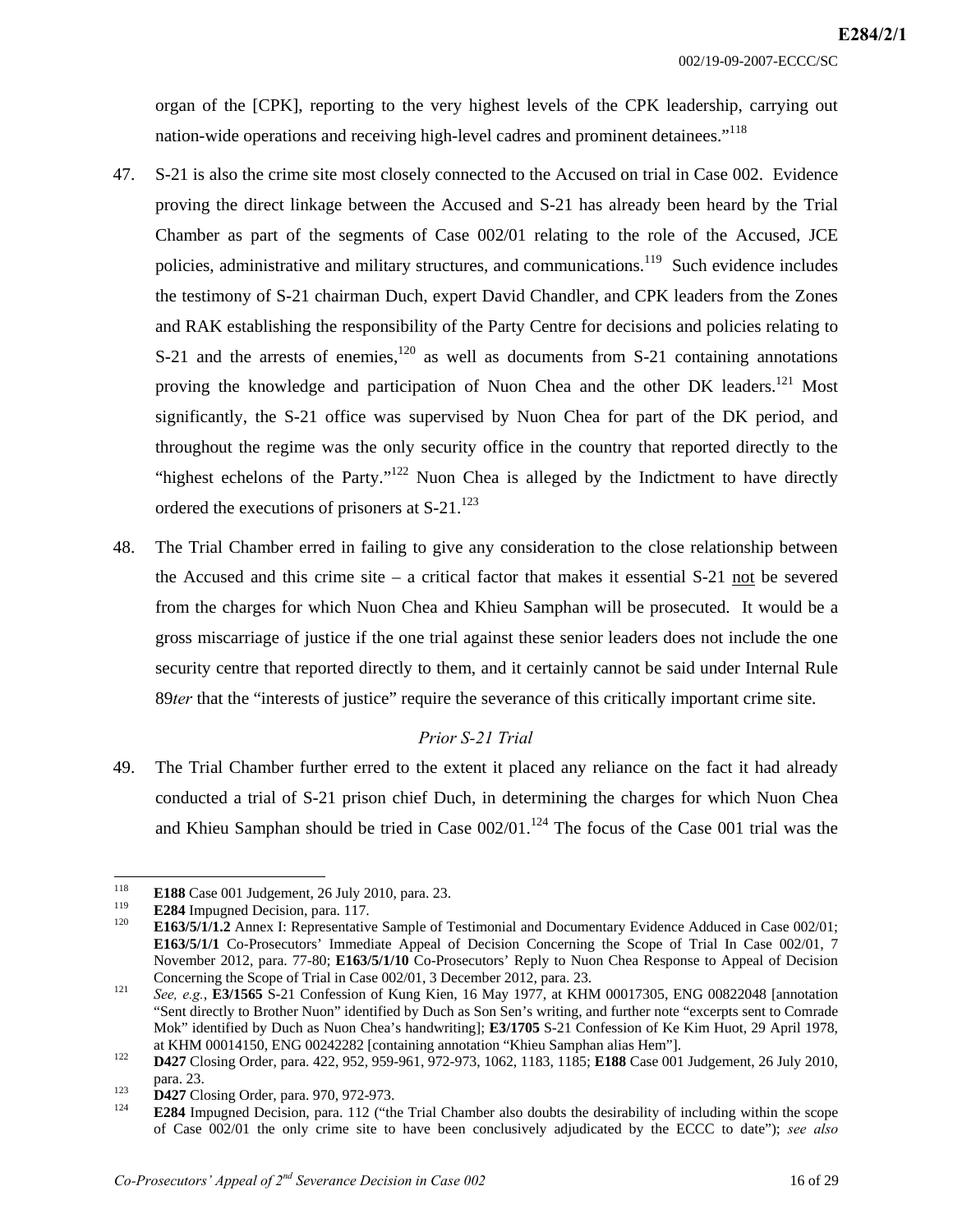organ of the [CPK], reporting to the very highest levels of the CPK leadership, carrying out nation-wide operations and receiving high-level cadres and prominent detainees."[118]

47. S-21 is also the crime site most closely connected to the Accused on trial in Case 002. Evidence proving the direct linkage between the Accused and S-21 has already been heard by the Trial Chamber as part of the segments of Case 002/01 relating to the role of the Accused, JCE policies, administrative and military structures, and communications.[119] Such evidence includes the testimony of S-21 chairman Duch, expert David Chandler, and CPK leaders from the Zones and RAK establishing the responsibility of the Party Centre for decisions and policies relating to S-21 and the arrests of enemies,[120] as well as documents from S-21 containing annotations proving the knowledge and participation of Nuon Chea and the other DK leaders.[121] Most significantly, the S-21 office was supervised by Nuon Chea for part of the DK period, and throughout the regime was the only security office in the country that reported directly to the "highest echelons of the Party."[122] Nuon Chea is alleged by the Indictment to have directly ordered the executions of prisoners at S-21.[123]

48. The Trial Chamber erred in failing to give any consideration to the close relationship between the Accused and this crime site – a critical factor that makes it essential S-21 <u>not</u> be severed from the charges for which Nuon Chea and Khieu Samphan will be prosecuted. It would be a gross miscarriage of justice if the one trial against these senior leaders does not include the one security centre that reported directly to them, and it certainly cannot be said under Internal Rule 89*ter* that the "interests of justice" require the severance of this critically important crime site.

*Prior S-21 Trial*

49. The Trial Chamber further erred to the extent it placed any reliance on the fact it had already conducted a trial of S-21 prison chief Duch, in determining the charges for which Nuon Chea and Khieu Samphan should be tried in Case 002/01.[124] The focus of the Case 001 trial was the

---

[118] **E188** Case 001 Judgement, 26 July 2010, para. 23.

[119] **E284** Impugned Decision, para. 117.

[120] **E163/5/1/1.2** Annex I: Representative Sample of Testimonial and Documentary Evidence Adduced in Case 002/01; **E163/5/1/1** Co-Prosecutors' Immediate Appeal of Decision Concerning the Scope of Trial In Case 002/01, 7 November 2012, para. 77-80; **E163/5/1/10** Co-Prosecutors' Reply to Nuon Chea Response to Appeal of Decision Concerning the Scope of Trial in Case 002/01, 3 December 2012, para. 23.

[121] *See, e.g.*, **E3/1565** S-21 Confession of Kung Kien, 16 May 1977, at KHM 00017305, ENG 00822048 [annotation "Sent directly to Brother Nuon" identified by Duch as Son Sen's writing, and further note "excerpts sent to Comrade Mok" identified by Duch as Nuon Chea's handwriting]; **E3/1705** S-21 Confession of Ke Kim Huot, 29 April 1978, at KHM 00014150, ENG 00242282 [containing annotation "Khieu Samphan alias Hem"].

[122] **D427** Closing Order, para. 422, 952, 959-961, 972-973, 1062, 1183, 1185; **E188** Case 001 Judgement, 26 July 2010, para. 23.

[123] **D427** Closing Order, para. 970, 972-973.

[124] **E284** Impugned Decision, para. 112 ("the Trial Chamber also doubts the desirability of including within the scope of Case 002/01 the only crime site to have been conclusively adjudicated by the ECCC to date"); *see also*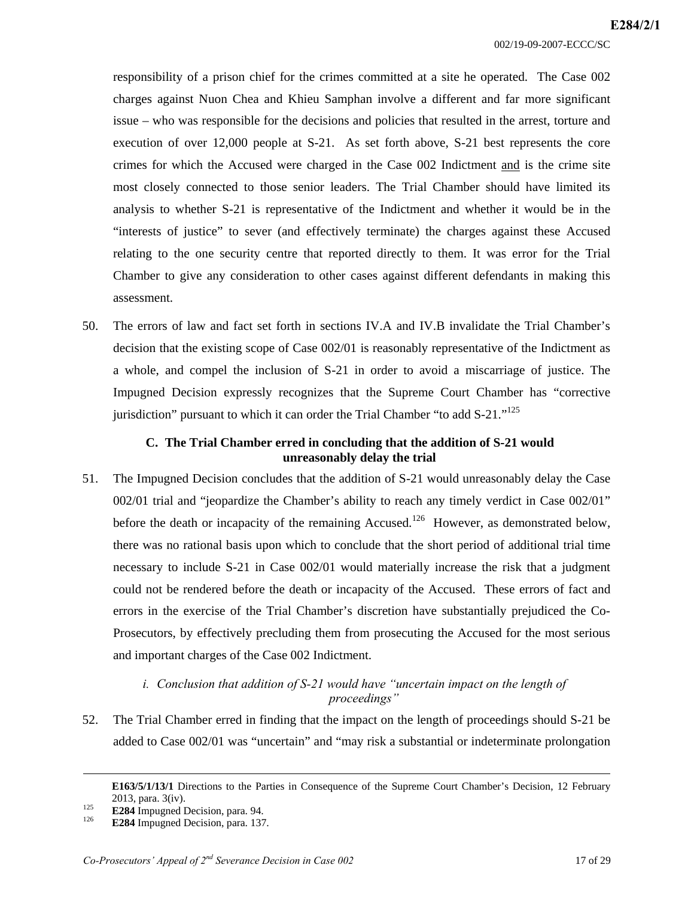responsibility of a prison chief for the crimes committed at a site he operated. The Case 002 charges against Nuon Chea and Khieu Samphan involve a different and far more significant issue – who was responsible for the decisions and policies that resulted in the arrest, torture and execution of over 12,000 people at S-21. As set forth above, S-21 best represents the core crimes for which the Accused were charged in the Case 002 Indictment <u>and</u> is the crime site most closely connected to those senior leaders. The Trial Chamber should have limited its analysis to whether S-21 is representative of the Indictment and whether it would be in the "interests of justice" to sever (and effectively terminate) the charges against these Accused relating to the one security centre that reported directly to them. It was error for the Trial Chamber to give any consideration to other cases against different defendants in making this assessment.

50. The errors of law and fact set forth in sections IV.A and IV.B invalidate the Trial Chamber's decision that the existing scope of Case 002/01 is reasonably representative of the Indictment as a whole, and compel the inclusion of S-21 in order to avoid a miscarriage of justice. The Impugned Decision expressly recognizes that the Supreme Court Chamber has "corrective jurisdiction" pursuant to which it can order the Trial Chamber "to add S-21."[125]

### C. The Trial Chamber erred in concluding that the addition of S-21 would unreasonably delay the trial

51. The Impugned Decision concludes that the addition of S-21 would unreasonably delay the Case 002/01 trial and "jeopardize the Chamber's ability to reach any timely verdict in Case 002/01" before the death or incapacity of the remaining Accused.[126] However, as demonstrated below, there was no rational basis upon which to conclude that the short period of additional trial time necessary to include S-21 in Case 002/01 would materially increase the risk that a judgment could not be rendered before the death or incapacity of the Accused. These errors of fact and errors in the exercise of the Trial Chamber's discretion have substantially prejudiced the Co-Prosecutors, by effectively precluding them from prosecuting the Accused for the most serious and important charges of the Case 002 Indictment.

#### *i. Conclusion that addition of S-21 would have "uncertain impact on the length of proceedings"*

52. The Trial Chamber erred in finding that the impact on the length of proceedings should S-21 be added to Case 002/01 was "uncertain" and "may risk a substantial or indeterminate prolongation

---

**E163/5/1/13/1** Directions to the Parties in Consequence of the Supreme Court Chamber's Decision, 12 February 2013, para. 3(iv).

[125] **E284** Impugned Decision, para. 94.

[126] **E284** Impugned Decision, para. 137.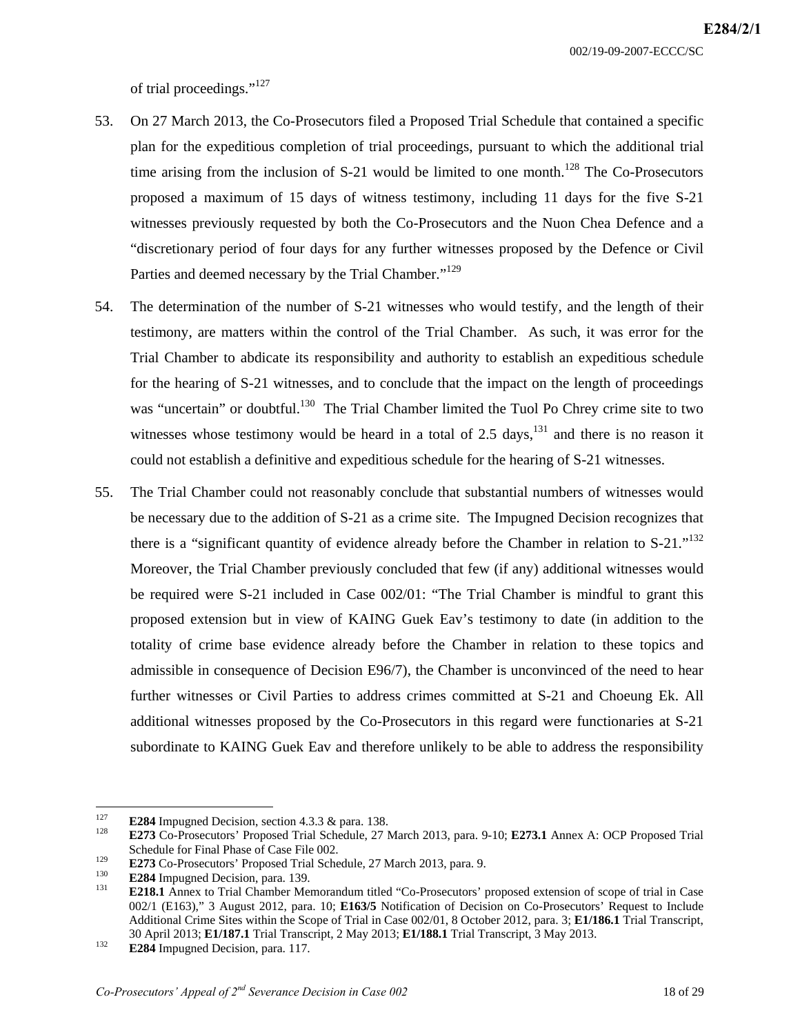of trial proceedings."[127]

53. On 27 March 2013, the Co-Prosecutors filed a Proposed Trial Schedule that contained a specific plan for the expeditious completion of trial proceedings, pursuant to which the additional trial time arising from the inclusion of S-21 would be limited to one month.[128] The Co-Prosecutors proposed a maximum of 15 days of witness testimony, including 11 days for the five S-21 witnesses previously requested by both the Co-Prosecutors and the Nuon Chea Defence and a "discretionary period of four days for any further witnesses proposed by the Defence or Civil Parties and deemed necessary by the Trial Chamber."[129]

54. The determination of the number of S-21 witnesses who would testify, and the length of their testimony, are matters within the control of the Trial Chamber. As such, it was error for the Trial Chamber to abdicate its responsibility and authority to establish an expeditious schedule for the hearing of S-21 witnesses, and to conclude that the impact on the length of proceedings was "uncertain" or doubtful.[130] The Trial Chamber limited the Tuol Po Chrey crime site to two witnesses whose testimony would be heard in a total of 2.5 days,[131] and there is no reason it could not establish a definitive and expeditious schedule for the hearing of S-21 witnesses.

55. The Trial Chamber could not reasonably conclude that substantial numbers of witnesses would be necessary due to the addition of S-21 as a crime site. The Impugned Decision recognizes that there is a "significant quantity of evidence already before the Chamber in relation to S-21."[132] Moreover, the Trial Chamber previously concluded that few (if any) additional witnesses would be required were S-21 included in Case 002/01: "The Trial Chamber is mindful to grant this proposed extension but in view of KAING Guek Eav's testimony to date (in addition to the totality of crime base evidence already before the Chamber in relation to these topics and admissible in consequence of Decision E96/7), the Chamber is unconvinced of the need to hear further witnesses or Civil Parties to address crimes committed at S-21 and Choeung Ek. All additional witnesses proposed by the Co-Prosecutors in this regard were functionaries at S-21 subordinate to KAING Guek Eav and therefore unlikely to be able to address the responsibility

---

[127] **E284** Impugned Decision, section 4.3.3 & para. 138.

[128] **E273** Co-Prosecutors' Proposed Trial Schedule, 27 March 2013, para. 9-10; **E273.1** Annex A: OCP Proposed Trial Schedule for Final Phase of Case File 002.

[129] **E273** Co-Prosecutors' Proposed Trial Schedule, 27 March 2013, para. 9.

[130] **E284** Impugned Decision, para. 139.

[131] **E218.1** Annex to Trial Chamber Memorandum titled "Co-Prosecutors' proposed extension of scope of trial in Case 002/1 (E163)," 3 August 2012, para. 10; **E163/5** Notification of Decision on Co-Prosecutors' Request to Include Additional Crime Sites within the Scope of Trial in Case 002/01, 8 October 2012, para. 3; **E1/186.1** Trial Transcript, 30 April 2013; **E1/187.1** Trial Transcript, 2 May 2013; **E1/188.1** Trial Transcript, 3 May 2013.

[132] **E284** Impugned Decision, para. 117.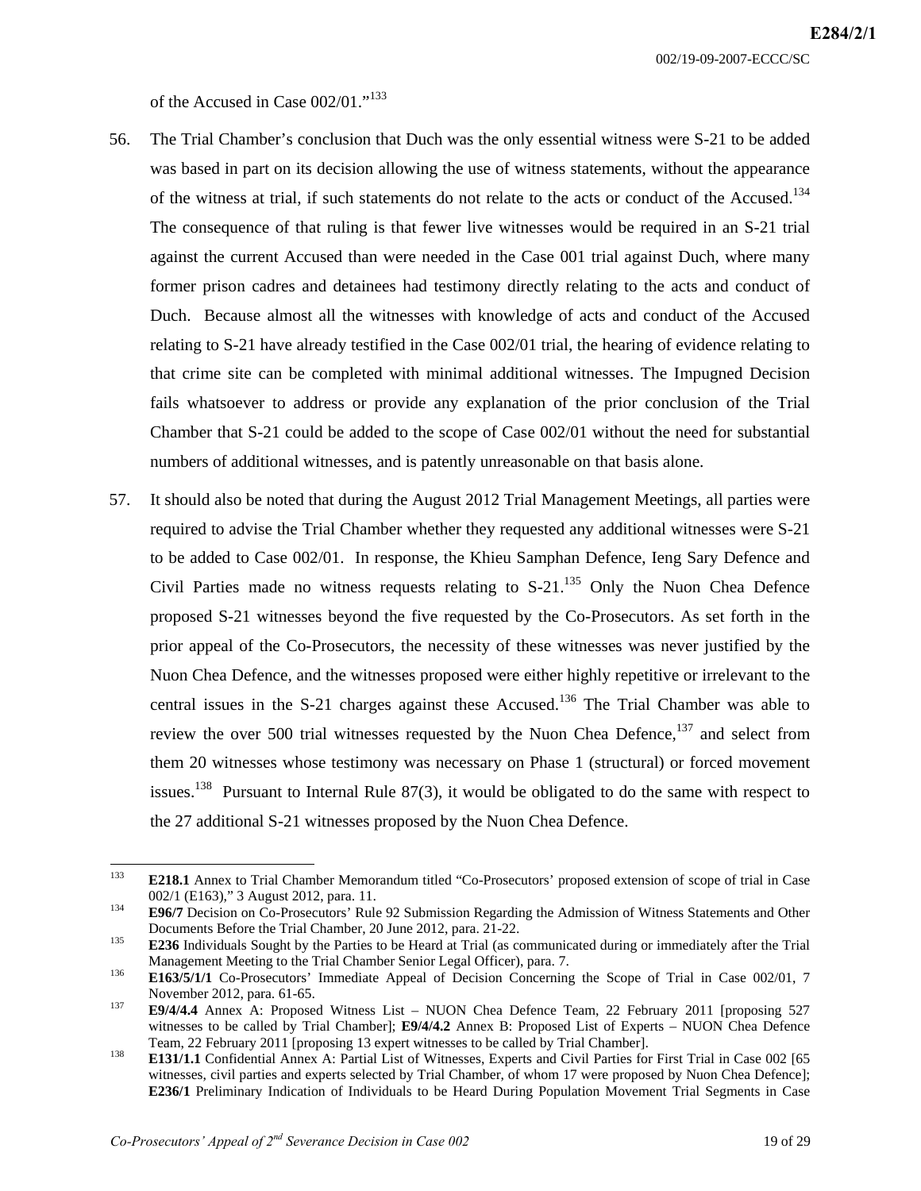of the Accused in Case 002/01."[133]

56. The Trial Chamber's conclusion that Duch was the only essential witness were S-21 to be added was based in part on its decision allowing the use of witness statements, without the appearance of the witness at trial, if such statements do not relate to the acts or conduct of the Accused.[134] The consequence of that ruling is that fewer live witnesses would be required in an S-21 trial against the current Accused than were needed in the Case 001 trial against Duch, where many former prison cadres and detainees had testimony directly relating to the acts and conduct of Duch. Because almost all the witnesses with knowledge of acts and conduct of the Accused relating to S-21 have already testified in the Case 002/01 trial, the hearing of evidence relating to that crime site can be completed with minimal additional witnesses. The Impugned Decision fails whatsoever to address or provide any explanation of the prior conclusion of the Trial Chamber that S-21 could be added to the scope of Case 002/01 without the need for substantial numbers of additional witnesses, and is patently unreasonable on that basis alone.

57. It should also be noted that during the August 2012 Trial Management Meetings, all parties were required to advise the Trial Chamber whether they requested any additional witnesses were S-21 to be added to Case 002/01. In response, the Khieu Samphan Defence, Ieng Sary Defence and Civil Parties made no witness requests relating to S-21.[135] Only the Nuon Chea Defence proposed S-21 witnesses beyond the five requested by the Co-Prosecutors. As set forth in the prior appeal of the Co-Prosecutors, the necessity of these witnesses was never justified by the Nuon Chea Defence, and the witnesses proposed were either highly repetitive or irrelevant to the central issues in the S-21 charges against these Accused.[136] The Trial Chamber was able to review the over 500 trial witnesses requested by the Nuon Chea Defence,[137] and select from them 20 witnesses whose testimony was necessary on Phase 1 (structural) or forced movement issues.[138] Pursuant to Internal Rule 87(3), it would be obligated to do the same with respect to the 27 additional S-21 witnesses proposed by the Nuon Chea Defence.

---

[133] **E218.1** Annex to Trial Chamber Memorandum titled "Co-Prosecutors' proposed extension of scope of trial in Case 002/1 (E163)," 3 August 2012, para. 11.

[134] **E96/7** Decision on Co-Prosecutors' Rule 92 Submission Regarding the Admission of Witness Statements and Other Documents Before the Trial Chamber, 20 June 2012, para. 21-22.

[135] **E236** Individuals Sought by the Parties to be Heard at Trial (as communicated during or immediately after the Trial Management Meeting to the Trial Chamber Senior Legal Officer), para. 7.

[136] **E163/5/1/1** Co-Prosecutors' Immediate Appeal of Decision Concerning the Scope of Trial in Case 002/01, 7 November 2012, para. 61-65.

[137] **E9/4/4.4** Annex A: Proposed Witness List – NUON Chea Defence Team, 22 February 2011 [proposing 527 witnesses to be called by Trial Chamber]; **E9/4/4.2** Annex B: Proposed List of Experts – NUON Chea Defence Team, 22 February 2011 [proposing 13 expert witnesses to be called by Trial Chamber].

[138] **E131/1.1** Confidential Annex A: Partial List of Witnesses, Experts and Civil Parties for First Trial in Case 002 [65 witnesses, civil parties and experts selected by Trial Chamber, of whom 17 were proposed by Nuon Chea Defence]; **E236/1** Preliminary Indication of Individuals to be Heard During Population Movement Trial Segments in Case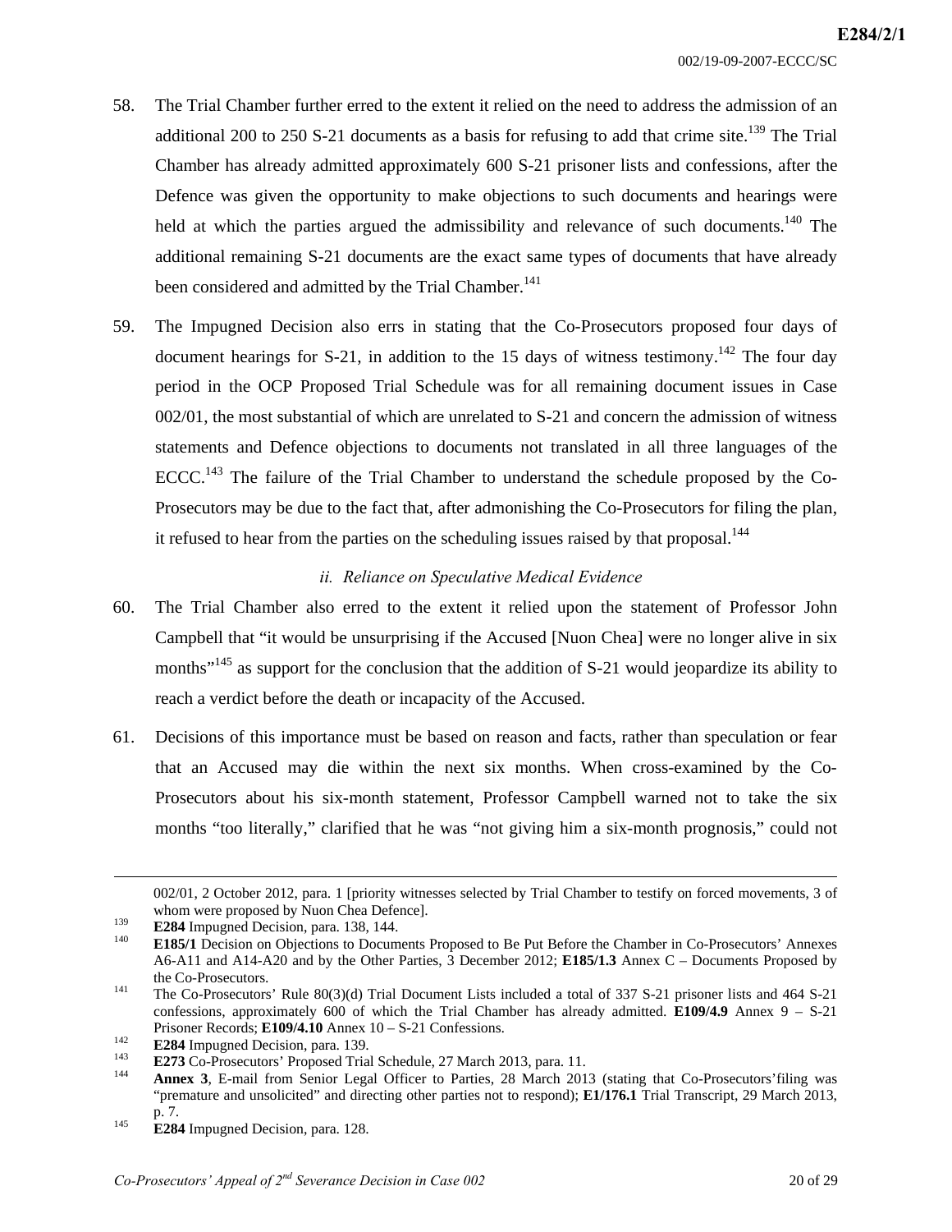58. The Trial Chamber further erred to the extent it relied on the need to address the admission of an additional 200 to 250 S-21 documents as a basis for refusing to add that crime site.[139] The Trial Chamber has already admitted approximately 600 S-21 prisoner lists and confessions, after the Defence was given the opportunity to make objections to such documents and hearings were held at which the parties argued the admissibility and relevance of such documents.[140] The additional remaining S-21 documents are the exact same types of documents that have already been considered and admitted by the Trial Chamber.[141]

59. The Impugned Decision also errs in stating that the Co-Prosecutors proposed four days of document hearings for S-21, in addition to the 15 days of witness testimony.[142] The four day period in the OCP Proposed Trial Schedule was for all remaining document issues in Case 002/01, the most substantial of which are unrelated to S-21 and concern the admission of witness statements and Defence objections to documents not translated in all three languages of the ECCC.[143] The failure of the Trial Chamber to understand the schedule proposed by the Co-Prosecutors may be due to the fact that, after admonishing the Co-Prosecutors for filing the plan, it refused to hear from the parties on the scheduling issues raised by that proposal.[144]

*ii. Reliance on Speculative Medical Evidence*

60. The Trial Chamber also erred to the extent it relied upon the statement of Professor John Campbell that "it would be unsurprising if the Accused [Nuon Chea] were no longer alive in six months"[145] as support for the conclusion that the addition of S-21 would jeopardize its ability to reach a verdict before the death or incapacity of the Accused.

61. Decisions of this importance must be based on reason and facts, rather than speculation or fear that an Accused may die within the next six months. When cross-examined by the Co-Prosecutors about his six-month statement, Professor Campbell warned not to take the six months "too literally," clarified that he was "not giving him a six-month prognosis," could not

---

002/01, 2 October 2012, para. 1 [priority witnesses selected by Trial Chamber to testify on forced movements, 3 of whom were proposed by Nuon Chea Defence].

[139] **E284** Impugned Decision, para. 138, 144.

[140] **E185/1** Decision on Objections to Documents Proposed to Be Put Before the Chamber in Co-Prosecutors' Annexes A6-A11 and A14-A20 and by the Other Parties, 3 December 2012; **E185/1.3** Annex C – Documents Proposed by the Co-Prosecutors.

[141] The Co-Prosecutors' Rule 80(3)(d) Trial Document Lists included a total of 337 S-21 prisoner lists and 464 S-21 confessions, approximately 600 of which the Trial Chamber has already admitted. **E109/4.9** Annex 9 – S-21 Prisoner Records; **E109/4.10** Annex 10 – S-21 Confessions.

[142] **E284** Impugned Decision, para. 139.

[143] **E273** Co-Prosecutors' Proposed Trial Schedule, 27 March 2013, para. 11.

[144] **Annex 3**, E-mail from Senior Legal Officer to Parties, 28 March 2013 (stating that Co-Prosecutors'filing was "premature and unsolicited" and directing other parties not to respond); **E1/176.1** Trial Transcript, 29 March 2013, p. 7.

[145] **E284** Impugned Decision, para. 128.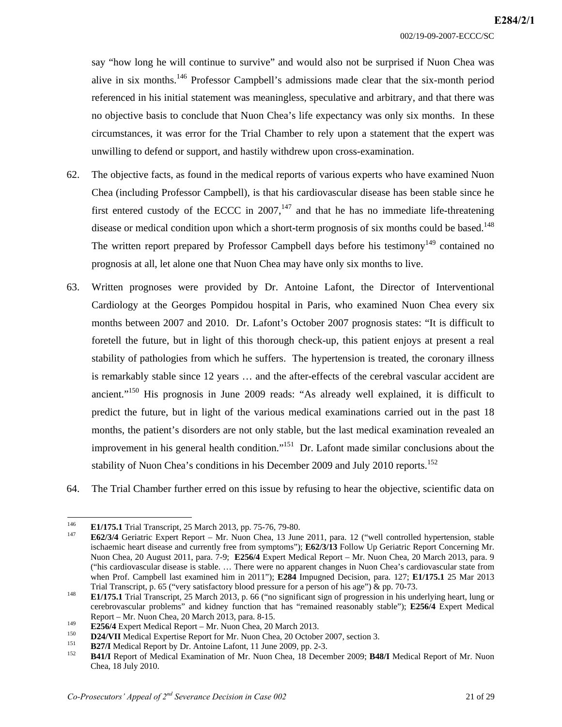say "how long he will continue to survive" and would also not be surprised if Nuon Chea was alive in six months.[146] Professor Campbell's admissions made clear that the six-month period referenced in his initial statement was meaningless, speculative and arbitrary, and that there was no objective basis to conclude that Nuon Chea's life expectancy was only six months. In these circumstances, it was error for the Trial Chamber to rely upon a statement that the expert was unwilling to defend or support, and hastily withdrew upon cross-examination.

62. The objective facts, as found in the medical reports of various experts who have examined Nuon Chea (including Professor Campbell), is that his cardiovascular disease has been stable since he first entered custody of the ECCC in 2007,[147] and that he has no immediate life-threatening disease or medical condition upon which a short-term prognosis of six months could be based.[148] The written report prepared by Professor Campbell days before his testimony[149] contained no prognosis at all, let alone one that Nuon Chea may have only six months to live.

63. Written prognoses were provided by Dr. Antoine Lafont, the Director of Interventional Cardiology at the Georges Pompidou hospital in Paris, who examined Nuon Chea every six months between 2007 and 2010. Dr. Lafont's October 2007 prognosis states: "It is difficult to foretell the future, but in light of this thorough check-up, this patient enjoys at present a real stability of pathologies from which he suffers. The hypertension is treated, the coronary illness is remarkably stable since 12 years … and the after-effects of the cerebral vascular accident are ancient."[150] His prognosis in June 2009 reads: "As already well explained, it is difficult to predict the future, but in light of the various medical examinations carried out in the past 18 months, the patient's disorders are not only stable, but the last medical examination revealed an improvement in his general health condition."[151] Dr. Lafont made similar conclusions about the stability of Nuon Chea's conditions in his December 2009 and July 2010 reports.[152]

64. The Trial Chamber further erred on this issue by refusing to hear the objective, scientific data on

---

[146] **E1/175.1** Trial Transcript, 25 March 2013, pp. 75-76, 79-80.

[147] **E62/3/4** Geriatric Expert Report – Mr. Nuon Chea, 13 June 2011, para. 12 ("well controlled hypertension, stable ischaemic heart disease and currently free from symptoms"); **E62/3/13** Follow Up Geriatric Report Concerning Mr. Nuon Chea, 20 August 2011, para. 7-9; **E256/4** Expert Medical Report – Mr. Nuon Chea, 20 March 2013, para. 9 ("his cardiovascular disease is stable. … There were no apparent changes in Nuon Chea's cardiovascular state from when Prof. Campbell last examined him in 2011"); **E284** Impugned Decision, para. 127; **E1/175.1** 25 Mar 2013 Trial Transcript, p. 65 ("very satisfactory blood pressure for a person of his age") & pp. 70-73.

[148] **E1/175.1** Trial Transcript, 25 March 2013, p. 66 ("no significant sign of progression in his underlying heart, lung or cerebrovascular problems" and kidney function that has "remained reasonably stable"); **E256/4** Expert Medical Report – Mr. Nuon Chea, 20 March 2013, para. 8-15.

[149] **E256/4** Expert Medical Report – Mr. Nuon Chea, 20 March 2013.

[150] **D24/VII** Medical Expertise Report for Mr. Nuon Chea, 20 October 2007, section 3.

[151] **B27/I** Medical Report by Dr. Antoine Lafont, 11 June 2009, pp. 2-3.

[152] **B41/I** Report of Medical Examination of Mr. Nuon Chea, 18 December 2009; **B48/I** Medical Report of Mr. Nuon Chea, 18 July 2010.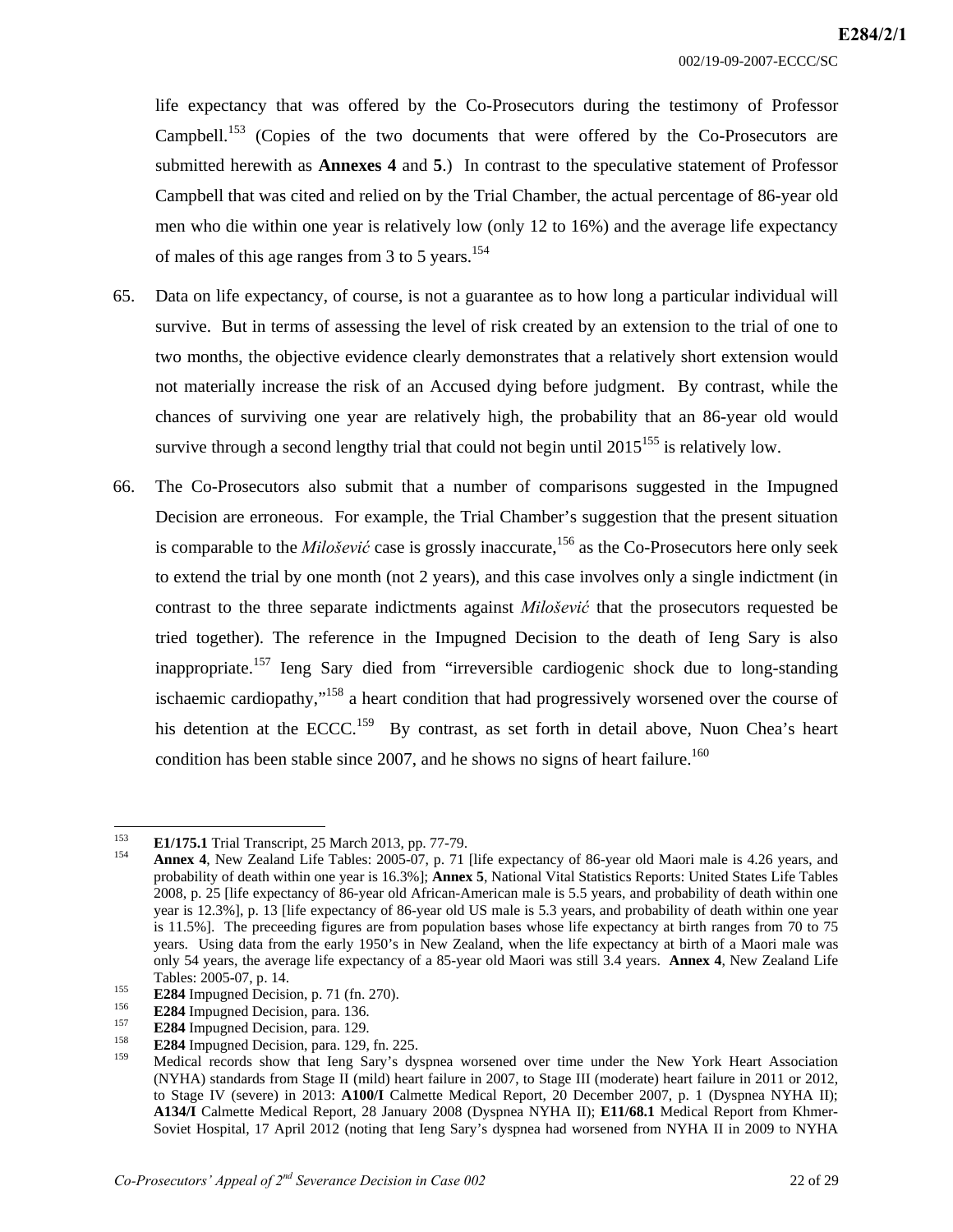life expectancy that was offered by the Co-Prosecutors during the testimony of Professor Campbell.[153] (Copies of the two documents that were offered by the Co-Prosecutors are submitted herewith as **Annexes 4** and **5**.) In contrast to the speculative statement of Professor Campbell that was cited and relied on by the Trial Chamber, the actual percentage of 86-year old men who die within one year is relatively low (only 12 to 16%) and the average life expectancy of males of this age ranges from 3 to 5 years.[154]

65. Data on life expectancy, of course, is not a guarantee as to how long a particular individual will survive. But in terms of assessing the level of risk created by an extension to the trial of one to two months, the objective evidence clearly demonstrates that a relatively short extension would not materially increase the risk of an Accused dying before judgment. By contrast, while the chances of surviving one year are relatively high, the probability that an 86-year old would survive through a second lengthy trial that could not begin until 2015[155] is relatively low.

66. The Co-Prosecutors also submit that a number of comparisons suggested in the Impugned Decision are erroneous. For example, the Trial Chamber's suggestion that the present situation is comparable to the *Milošević* case is grossly inaccurate,[156] as the Co-Prosecutors here only seek to extend the trial by one month (not 2 years), and this case involves only a single indictment (in contrast to the three separate indictments against *Milošević* that the prosecutors requested be tried together). The reference in the Impugned Decision to the death of Ieng Sary is also inappropriate.[157] Ieng Sary died from "irreversible cardiogenic shock due to long-standing ischaemic cardiopathy,"[158] a heart condition that had progressively worsened over the course of his detention at the ECCC.[159] By contrast, as set forth in detail above, Nuon Chea's heart condition has been stable since 2007, and he shows no signs of heart failure.[160]

---

[153] **E1/175.1** Trial Transcript, 25 March 2013, pp. 77-79.

[154] **Annex 4**, New Zealand Life Tables: 2005-07, p. 71 [life expectancy of 86-year old Maori male is 4.26 years, and probability of death within one year is 16.3%]; **Annex 5**, National Vital Statistics Reports: United States Life Tables 2008, p. 25 [life expectancy of 86-year old African-American male is 5.5 years, and probability of death within one year is 12.3%], p. 13 [life expectancy of 86-year old US male is 5.3 years, and probability of death within one year is 11.5%]. The preceeding figures are from population bases whose life expectancy at birth ranges from 70 to 75 years. Using data from the early 1950's in New Zealand, when the life expectancy at birth of a Maori male was only 54 years, the average life expectancy of a 85-year old Maori was still 3.4 years. **Annex 4**, New Zealand Life Tables: 2005-07, p. 14.

[155] **E284** Impugned Decision, p. 71 (fn. 270).

[156] **E284** Impugned Decision, para. 136.

[157] **E284** Impugned Decision, para. 129.

[158] **E284** Impugned Decision, para. 129, fn. 225.

[159] Medical records show that Ieng Sary's dyspnea worsened over time under the New York Heart Association (NYHA) standards from Stage II (mild) heart failure in 2007, to Stage III (moderate) heart failure in 2011 or 2012, to Stage IV (severe) in 2013: **A100/I** Calmette Medical Report, 20 December 2007, p. 1 (Dyspnea NYHA II); **A134/I** Calmette Medical Report, 28 January 2008 (Dyspnea NYHA II); **E11/68.1** Medical Report from Khmer-Soviet Hospital, 17 April 2012 (noting that Ieng Sary's dyspnea had worsened from NYHA II in 2009 to NYHA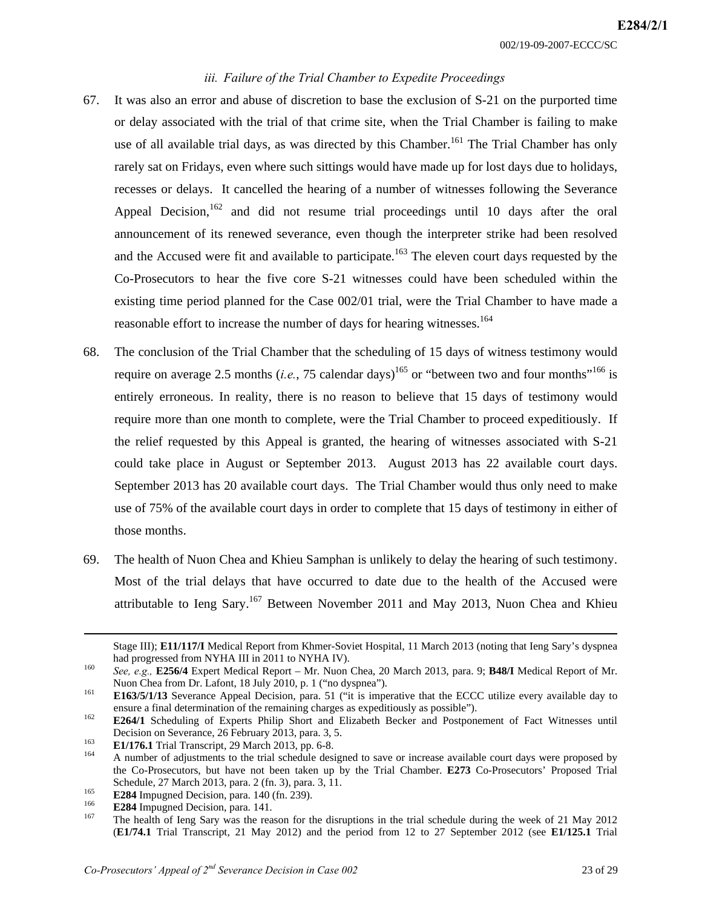### iii. *Failure of the Trial Chamber to Expedite Proceedings*

67. It was also an error and abuse of discretion to base the exclusion of S-21 on the purported time or delay associated with the trial of that crime site, when the Trial Chamber is failing to make use of all available trial days, as was directed by this Chamber.[161] The Trial Chamber has only rarely sat on Fridays, even where such sittings would have made up for lost days due to holidays, recesses or delays. It cancelled the hearing of a number of witnesses following the Severance Appeal Decision,[162] and did not resume trial proceedings until 10 days after the oral announcement of its renewed severance, even though the interpreter strike had been resolved and the Accused were fit and available to participate.[163] The eleven court days requested by the Co-Prosecutors to hear the five core S-21 witnesses could have been scheduled within the existing time period planned for the Case 002/01 trial, were the Trial Chamber to have made a reasonable effort to increase the number of days for hearing witnesses.[164]

68. The conclusion of the Trial Chamber that the scheduling of 15 days of witness testimony would require on average 2.5 months (*i.e.*, 75 calendar days)[165] or "between two and four months"[166] is entirely erroneous. In reality, there is no reason to believe that 15 days of testimony would require more than one month to complete, were the Trial Chamber to proceed expeditiously. If the relief requested by this Appeal is granted, the hearing of witnesses associated with S-21 could take place in August or September 2013. August 2013 has 22 available court days. September 2013 has 20 available court days. The Trial Chamber would thus only need to make use of 75% of the available court days in order to complete that 15 days of testimony in either of those months.

69. The health of Nuon Chea and Khieu Samphan is unlikely to delay the hearing of such testimony. Most of the trial delays that have occurred to date due to the health of the Accused were attributable to Ieng Sary.[167] Between November 2011 and May 2013, Nuon Chea and Khieu

---

Stage III); **E11/117/I** Medical Report from Khmer-Soviet Hospital, 11 March 2013 (noting that Ieng Sary's dyspnea had progressed from NYHA III in 2011 to NYHA IV).

[160] *See, e.g.,* **E256/4** Expert Medical Report – Mr. Nuon Chea, 20 March 2013, para. 9; **B48/I** Medical Report of Mr. Nuon Chea from Dr. Lafont, 18 July 2010, p. 1 ("no dyspnea").

[161] **E163/5/1/13** Severance Appeal Decision, para. 51 ("it is imperative that the ECCC utilize every available day to ensure a final determination of the remaining charges as expeditiously as possible").

[162] **E264/1** Scheduling of Experts Philip Short and Elizabeth Becker and Postponement of Fact Witnesses until Decision on Severance, 26 February 2013, para. 3, 5.

[163] **E1/176.1** Trial Transcript, 29 March 2013, pp. 6-8.

[164] A number of adjustments to the trial schedule designed to save or increase available court days were proposed by the Co-Prosecutors, but have not been taken up by the Trial Chamber. **E273** Co-Prosecutors' Proposed Trial Schedule, 27 March 2013, para. 2 (fn. 3), para. 3, 11.

[165] **E284** Impugned Decision, para. 140 (fn. 239).

[166] **E284** Impugned Decision, para. 141.

[167] The health of Ieng Sary was the reason for the disruptions in the trial schedule during the week of 21 May 2012 (**E1/74.1** Trial Transcript, 21 May 2012) and the period from 12 to 27 September 2012 (see **E1/125.1** Trial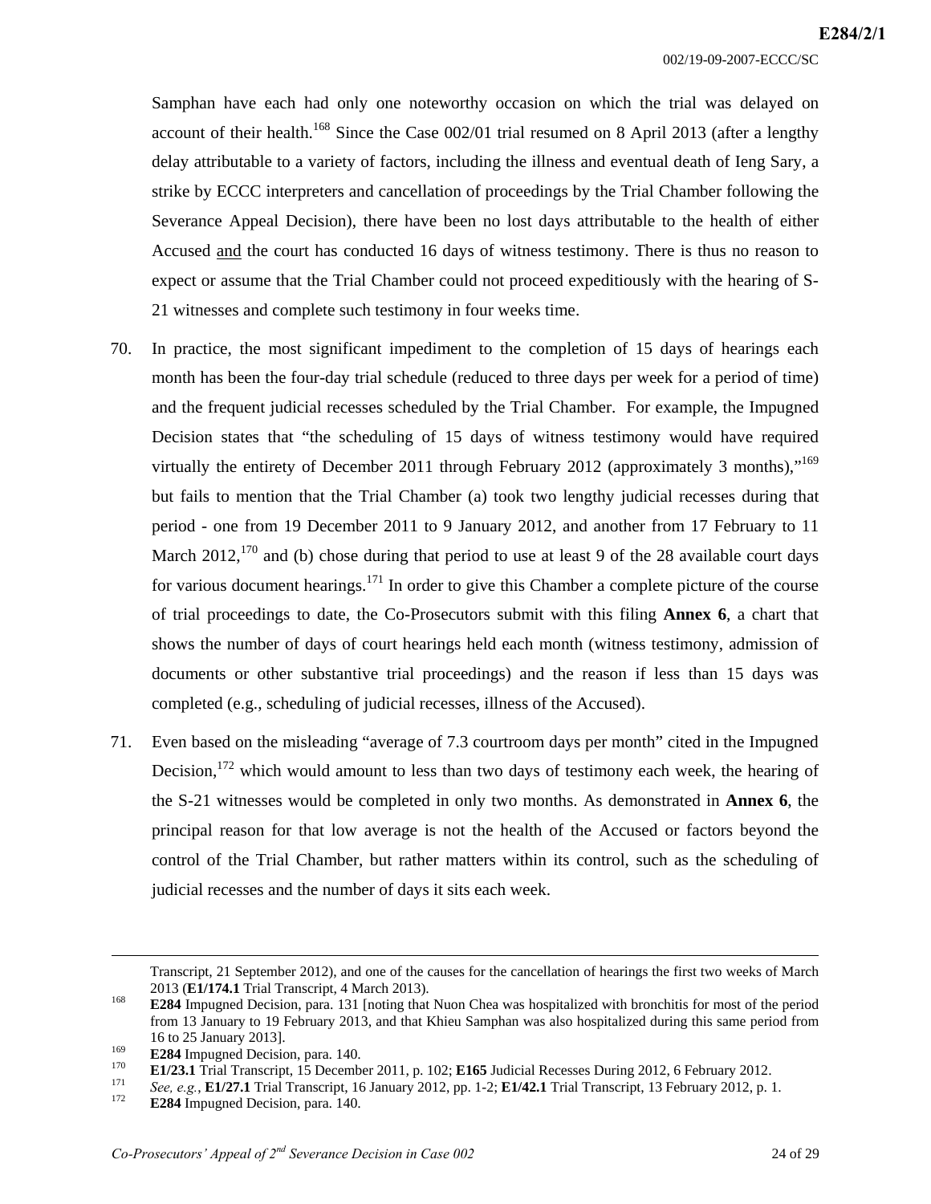Samphan have each had only one noteworthy occasion on which the trial was delayed on account of their health.[168] Since the Case 002/01 trial resumed on 8 April 2013 (after a lengthy delay attributable to a variety of factors, including the illness and eventual death of Ieng Sary, a strike by ECCC interpreters and cancellation of proceedings by the Trial Chamber following the Severance Appeal Decision), there have been no lost days attributable to the health of either Accused <u>and</u> the court has conducted 16 days of witness testimony. There is thus no reason to expect or assume that the Trial Chamber could not proceed expeditiously with the hearing of S-21 witnesses and complete such testimony in four weeks time.

70. In practice, the most significant impediment to the completion of 15 days of hearings each month has been the four-day trial schedule (reduced to three days per week for a period of time) and the frequent judicial recesses scheduled by the Trial Chamber. For example, the Impugned Decision states that "the scheduling of 15 days of witness testimony would have required virtually the entirety of December 2011 through February 2012 (approximately 3 months),"[169] but fails to mention that the Trial Chamber (a) took two lengthy judicial recesses during that period - one from 19 December 2011 to 9 January 2012, and another from 17 February to 11 March 2012,[170] and (b) chose during that period to use at least 9 of the 28 available court days for various document hearings.[171] In order to give this Chamber a complete picture of the course of trial proceedings to date, the Co-Prosecutors submit with this filing **Annex 6**, a chart that shows the number of days of court hearings held each month (witness testimony, admission of documents or other substantive trial proceedings) and the reason if less than 15 days was completed (e.g., scheduling of judicial recesses, illness of the Accused).

71. Even based on the misleading "average of 7.3 courtroom days per month" cited in the Impugned Decision,[172] which would amount to less than two days of testimony each week, the hearing of the S-21 witnesses would be completed in only two months. As demonstrated in **Annex 6**, the principal reason for that low average is not the health of the Accused or factors beyond the control of the Trial Chamber, but rather matters within its control, such as the scheduling of judicial recesses and the number of days it sits each week.

---

Transcript, 21 September 2012), and one of the causes for the cancellation of hearings the first two weeks of March 2013 (**E1/174.1** Trial Transcript, 4 March 2013).

[168] **E284** Impugned Decision, para. 131 [noting that Nuon Chea was hospitalized with bronchitis for most of the period from 13 January to 19 February 2013, and that Khieu Samphan was also hospitalized during this same period from 16 to 25 January 2013].

[169] **E284** Impugned Decision, para. 140.

[170] **E1/23.1** Trial Transcript, 15 December 2011, p. 102; **E165** Judicial Recesses During 2012, 6 February 2012.

[171] *See, e.g.*, **E1/27.1** Trial Transcript, 16 January 2012, pp. 1-2; **E1/42.1** Trial Transcript, 13 February 2012, p. 1.

[172] **E284** Impugned Decision, para. 140.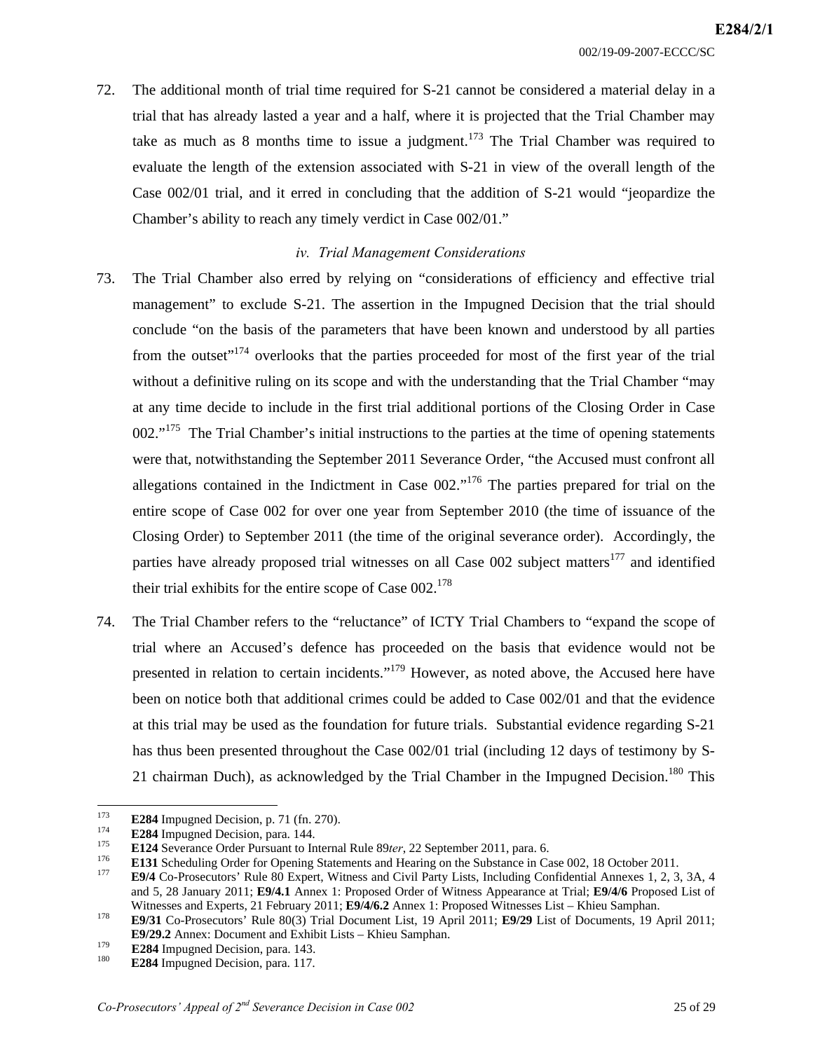72. The additional month of trial time required for S-21 cannot be considered a material delay in a trial that has already lasted a year and a half, where it is projected that the Trial Chamber may take as much as 8 months time to issue a judgment.[173] The Trial Chamber was required to evaluate the length of the extension associated with S-21 in view of the overall length of the Case 002/01 trial, and it erred in concluding that the addition of S-21 would "jeopardize the Chamber's ability to reach any timely verdict in Case 002/01."

### *iv. Trial Management Considerations*

73. The Trial Chamber also erred by relying on "considerations of efficiency and effective trial management" to exclude S-21. The assertion in the Impugned Decision that the trial should conclude "on the basis of the parameters that have been known and understood by all parties from the outset"[174] overlooks that the parties proceeded for most of the first year of the trial without a definitive ruling on its scope and with the understanding that the Trial Chamber "may at any time decide to include in the first trial additional portions of the Closing Order in Case 002."[175] The Trial Chamber's initial instructions to the parties at the time of opening statements were that, notwithstanding the September 2011 Severance Order, "the Accused must confront all allegations contained in the Indictment in Case 002."[176] The parties prepared for trial on the entire scope of Case 002 for over one year from September 2010 (the time of issuance of the Closing Order) to September 2011 (the time of the original severance order). Accordingly, the parties have already proposed trial witnesses on all Case 002 subject matters[177] and identified their trial exhibits for the entire scope of Case 002.[178]

74. The Trial Chamber refers to the "reluctance" of ICTY Trial Chambers to "expand the scope of trial where an Accused's defence has proceeded on the basis that evidence would not be presented in relation to certain incidents."[179] However, as noted above, the Accused here have been on notice both that additional crimes could be added to Case 002/01 and that the evidence at this trial may be used as the foundation for future trials. Substantial evidence regarding S-21 has thus been presented throughout the Case 002/01 trial (including 12 days of testimony by S-21 chairman Duch), as acknowledged by the Trial Chamber in the Impugned Decision.[180] This

---

[173] **E284** Impugned Decision, p. 71 (fn. 270).

[174] **E284** Impugned Decision, para. 144.

[175] **E124** Severance Order Pursuant to Internal Rule 89*ter*, 22 September 2011, para. 6.

[176] **E131** Scheduling Order for Opening Statements and Hearing on the Substance in Case 002, 18 October 2011.

[177] **E9/4** Co-Prosecutors' Rule 80 Expert, Witness and Civil Party Lists, Including Confidential Annexes 1, 2, 3, 3A, 4 and 5, 28 January 2011; **E9/4.1** Annex 1: Proposed Order of Witness Appearance at Trial; **E9/4/6** Proposed List of Witnesses and Experts, 21 February 2011; **E9/4/6.2** Annex 1: Proposed Witnesses List – Khieu Samphan.

[178] **E9/31** Co-Prosecutors' Rule 80(3) Trial Document List, 19 April 2011; **E9/29** List of Documents, 19 April 2011; **E9/29.2** Annex: Document and Exhibit Lists – Khieu Samphan.

[179] **E284** Impugned Decision, para. 143.

[180] **E284** Impugned Decision, para. 117.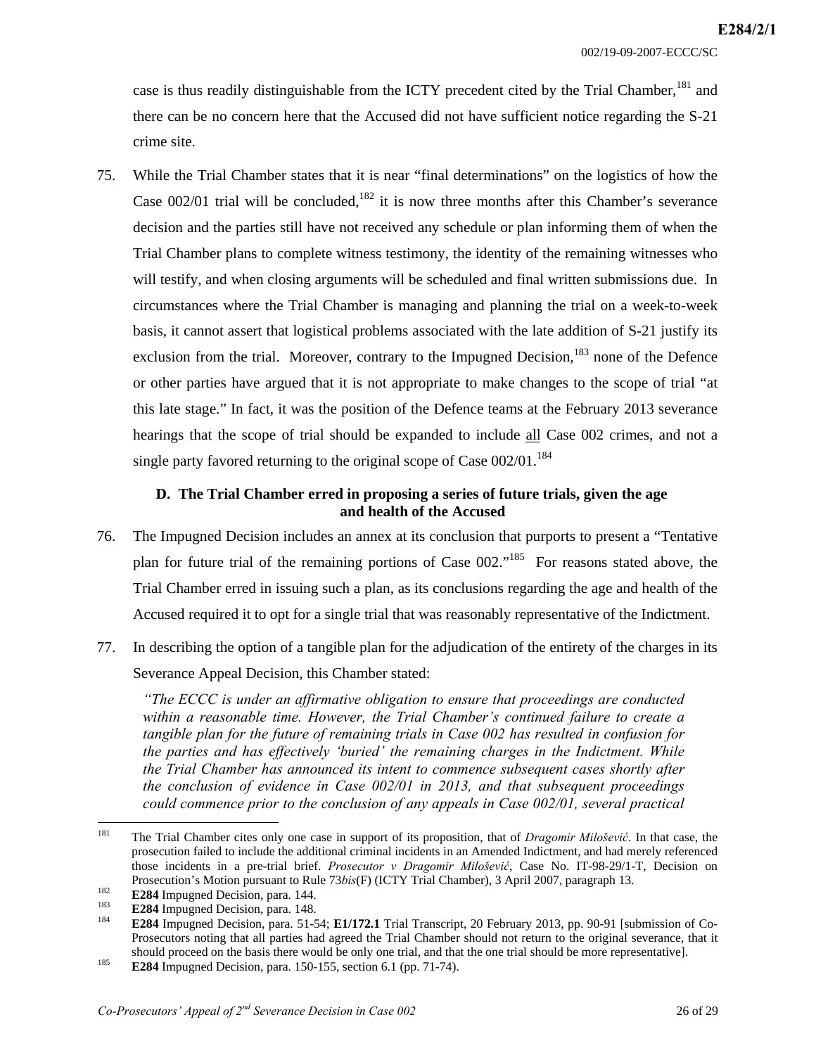case is thus readily distinguishable from the ICTY precedent cited by the Trial Chamber,[181] and there can be no concern here that the Accused did not have sufficient notice regarding the S-21 crime site.

75. While the Trial Chamber states that it is near "final determinations" on the logistics of how the Case 002/01 trial will be concluded,[182] it is now three months after this Chamber's severance decision and the parties still have not received any schedule or plan informing them of when the Trial Chamber plans to complete witness testimony, the identity of the remaining witnesses who will testify, and when closing arguments will be scheduled and final written submissions due. In circumstances where the Trial Chamber is managing and planning the trial on a week-to-week basis, it cannot assert that logistical problems associated with the late addition of S-21 justify its exclusion from the trial. Moreover, contrary to the Impugned Decision,[183] none of the Defence or other parties have argued that it is not appropriate to make changes to the scope of trial "at this late stage." In fact, it was the position of the Defence teams at the February 2013 severance hearings that the scope of trial should be expanded to include all Case 002 crimes, and not a single party favored returning to the original scope of Case 002/01.[184]

### D. The Trial Chamber erred in proposing a series of future trials, given the age and health of the Accused

76. The Impugned Decision includes an annex at its conclusion that purports to present a "Tentative plan for future trial of the remaining portions of Case 002."[185] For reasons stated above, the Trial Chamber erred in issuing such a plan, as its conclusions regarding the age and health of the Accused required it to opt for a single trial that was reasonably representative of the Indictment.

77. In describing the option of a tangible plan for the adjudication of the entirety of the charges in its Severance Appeal Decision, this Chamber stated:

> *"The ECCC is under an affirmative obligation to ensure that proceedings are conducted within a reasonable time. However, the Trial Chamber's continued failure to create a tangible plan for the future of remaining trials in Case 002 has resulted in confusion for the parties and has effectively 'buried' the remaining charges in the Indictment. While the Trial Chamber has announced its intent to commence subsequent cases shortly after the conclusion of evidence in Case 002/01 in 2013, and that subsequent proceedings could commence prior to the conclusion of any appeals in Case 002/01, several practical*

---

[181] The Trial Chamber cites only one case in support of its proposition, that of *Dragomir Milošević*. In that case, the prosecution failed to include the additional criminal incidents in an Amended Indictment, and had merely referenced those incidents in a pre-trial brief. *Prosecutor v Dragomir Milošević*, Case No. IT-98-29/1-T, Decision on Prosecution's Motion pursuant to Rule 73*bis*(F) (ICTY Trial Chamber), 3 April 2007, paragraph 13.

[182] **E284** Impugned Decision, para. 144.

[183] **E284** Impugned Decision, para. 148.

[184] **E284** Impugned Decision, para. 51-54; **E1/172.1** Trial Transcript, 20 February 2013, pp. 90-91 [submission of Co-Prosecutors noting that all parties had agreed the Trial Chamber should not return to the original severance, that it should proceed on the basis there would be only one trial, and that the one trial should be more representative].

[185] **E284** Impugned Decision, para. 150-155, section 6.1 (pp. 71-74).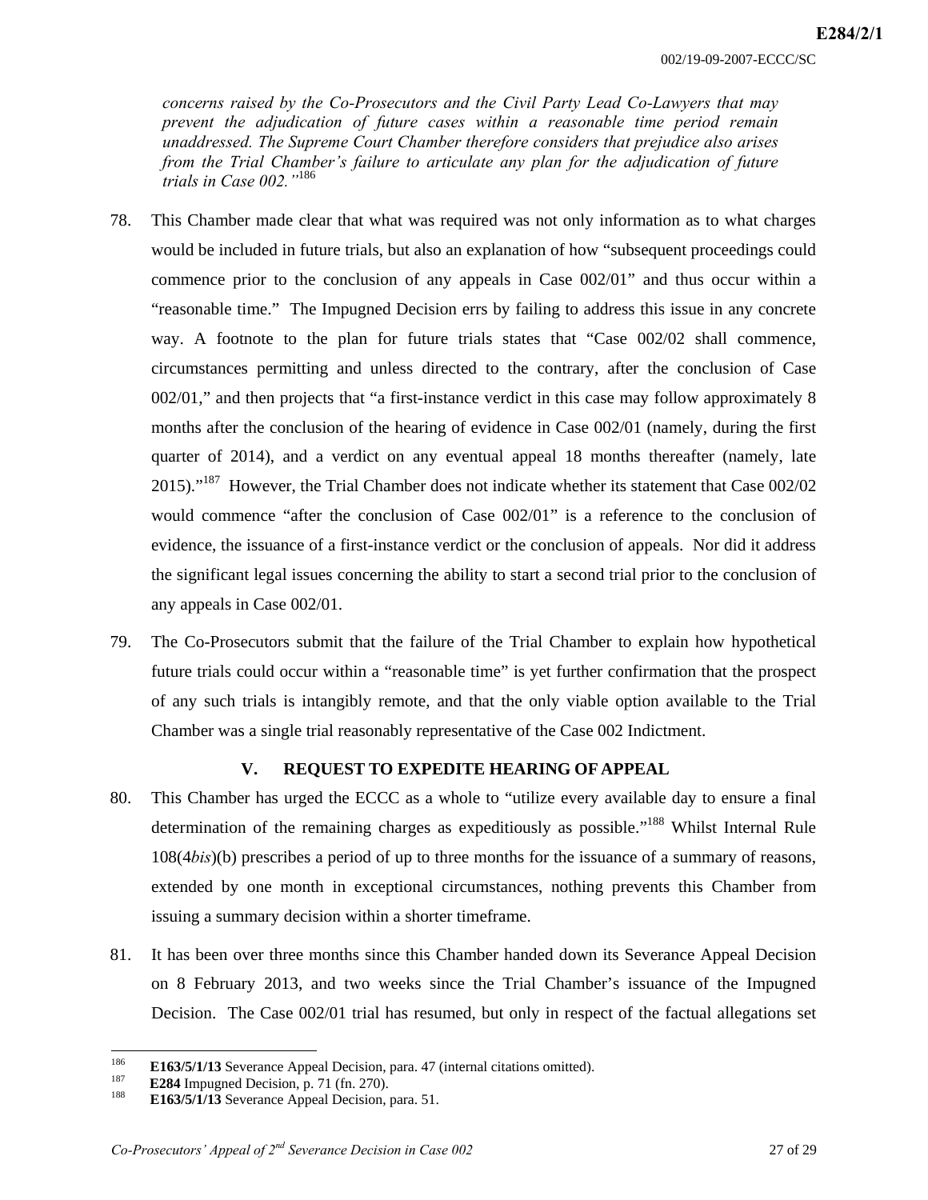*concerns raised by the Co-Prosecutors and the Civil Party Lead Co-Lawyers that may prevent the adjudication of future cases within a reasonable time period remain unaddressed. The Supreme Court Chamber therefore considers that prejudice also arises from the Trial Chamber's failure to articulate any plan for the adjudication of future trials in Case 002."*[186]

78. This Chamber made clear that what was required was not only information as to what charges would be included in future trials, but also an explanation of how "subsequent proceedings could commence prior to the conclusion of any appeals in Case 002/01" and thus occur within a "reasonable time." The Impugned Decision errs by failing to address this issue in any concrete way. A footnote to the plan for future trials states that "Case 002/02 shall commence, circumstances permitting and unless directed to the contrary, after the conclusion of Case 002/01," and then projects that "a first-instance verdict in this case may follow approximately 8 months after the conclusion of the hearing of evidence in Case 002/01 (namely, during the first quarter of 2014), and a verdict on any eventual appeal 18 months thereafter (namely, late 2015)."[187] However, the Trial Chamber does not indicate whether its statement that Case 002/02 would commence "after the conclusion of Case 002/01" is a reference to the conclusion of evidence, the issuance of a first-instance verdict or the conclusion of appeals. Nor did it address the significant legal issues concerning the ability to start a second trial prior to the conclusion of any appeals in Case 002/01.

79. The Co-Prosecutors submit that the failure of the Trial Chamber to explain how hypothetical future trials could occur within a "reasonable time" is yet further confirmation that the prospect of any such trials is intangibly remote, and that the only viable option available to the Trial Chamber was a single trial reasonably representative of the Case 002 Indictment.

## V. REQUEST TO EXPEDITE HEARING OF APPEAL

80. This Chamber has urged the ECCC as a whole to "utilize every available day to ensure a final determination of the remaining charges as expeditiously as possible."[188] Whilst Internal Rule 108(4*bis*)(b) prescribes a period of up to three months for the issuance of a summary of reasons, extended by one month in exceptional circumstances, nothing prevents this Chamber from issuing a summary decision within a shorter timeframe.

81. It has been over three months since this Chamber handed down its Severance Appeal Decision on 8 February 2013, and two weeks since the Trial Chamber's issuance of the Impugned Decision. The Case 002/01 trial has resumed, but only in respect of the factual allegations set

---

[186] **E163/5/1/13** Severance Appeal Decision, para. 47 (internal citations omitted).

[187] **E284** Impugned Decision, p. 71 (fn. 270).

[188] **E163/5/1/13** Severance Appeal Decision, para. 51.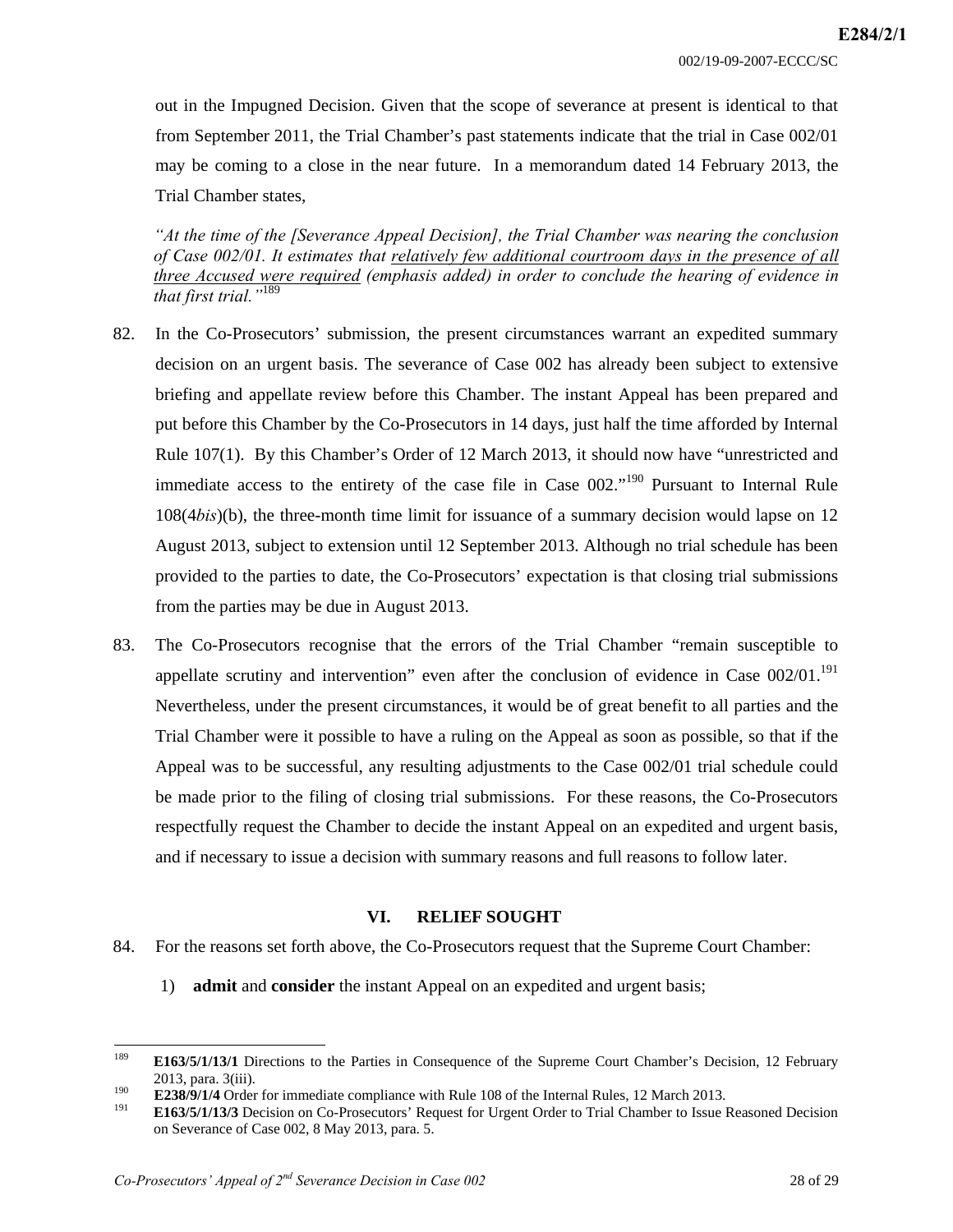out in the Impugned Decision. Given that the scope of severance at present is identical to that from September 2011, the Trial Chamber's past statements indicate that the trial in Case 002/01 may be coming to a close in the near future. In a memorandum dated 14 February 2013, the Trial Chamber states,

> *"At the time of the [Severance Appeal Decision], the Trial Chamber was nearing the conclusion of Case 002/01. It estimates that relatively few additional courtroom days in the presence of all three Accused were required (emphasis added) in order to conclude the hearing of evidence in that first trial."*[189]

82. In the Co-Prosecutors' submission, the present circumstances warrant an expedited summary decision on an urgent basis. The severance of Case 002 has already been subject to extensive briefing and appellate review before this Chamber. The instant Appeal has been prepared and put before this Chamber by the Co-Prosecutors in 14 days, just half the time afforded by Internal Rule 107(1). By this Chamber's Order of 12 March 2013, it should now have "unrestricted and immediate access to the entirety of the case file in Case 002."[190] Pursuant to Internal Rule 108(4*bis*)(b), the three-month time limit for issuance of a summary decision would lapse on 12 August 2013, subject to extension until 12 September 2013. Although no trial schedule has been provided to the parties to date, the Co-Prosecutors' expectation is that closing trial submissions from the parties may be due in August 2013.

83. The Co-Prosecutors recognise that the errors of the Trial Chamber "remain susceptible to appellate scrutiny and intervention" even after the conclusion of evidence in Case 002/01.[191] Nevertheless, under the present circumstances, it would be of great benefit to all parties and the Trial Chamber were it possible to have a ruling on the Appeal as soon as possible, so that if the Appeal was to be successful, any resulting adjustments to the Case 002/01 trial schedule could be made prior to the filing of closing trial submissions. For these reasons, the Co-Prosecutors respectfully request the Chamber to decide the instant Appeal on an expedited and urgent basis, and if necessary to issue a decision with summary reasons and full reasons to follow later.

## VI. RELIEF SOUGHT

84. For the reasons set forth above, the Co-Prosecutors request that the Supreme Court Chamber:

   1) **admit** and **consider** the instant Appeal on an expedited and urgent basis;

---

[189] **E163/5/1/13/1** Directions to the Parties in Consequence of the Supreme Court Chamber's Decision, 12 February 2013, para. 3(iii).

[190] **E238/9/1/4** Order for immediate compliance with Rule 108 of the Internal Rules, 12 March 2013.

[191] **E163/5/1/13/3** Decision on Co-Prosecutors' Request for Urgent Order to Trial Chamber to Issue Reasoned Decision on Severance of Case 002, 8 May 2013, para. 5.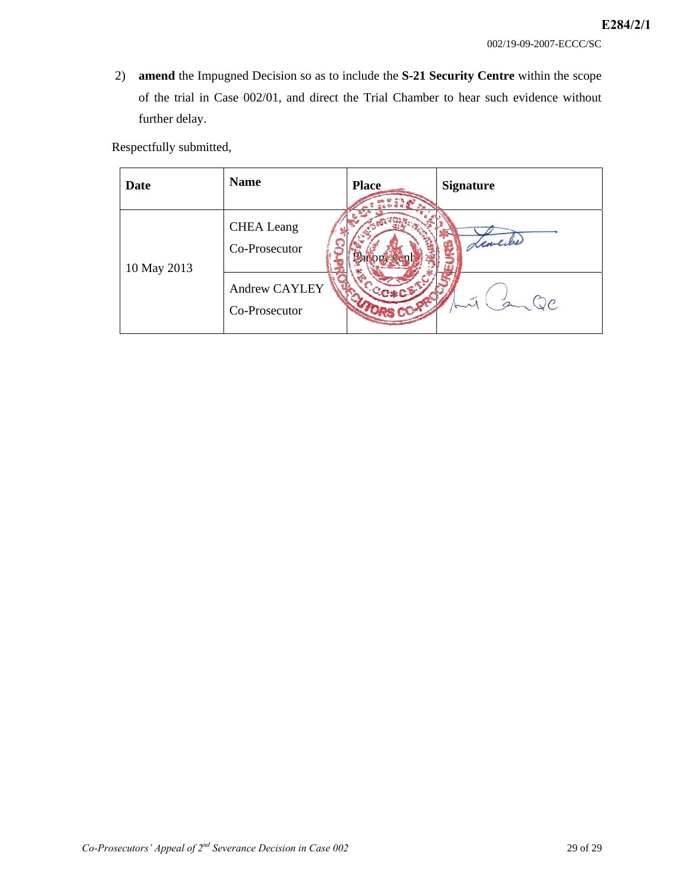2) **amend** the Impugned Decision so as to include the **S-21 Security Centre** within the scope of the trial in Case 002/01, and direct the Trial Chamber to hear such evidence without further delay.

Respectfully submitted,

| Date | Name | Place | Signature |
|---|---|---|---|
| 10 May 2013 | CHEA Leang<br>Co-Prosecutor | Phnom Penh | |
| | Andrew CAYLEY<br>Co-Prosecutor | | |